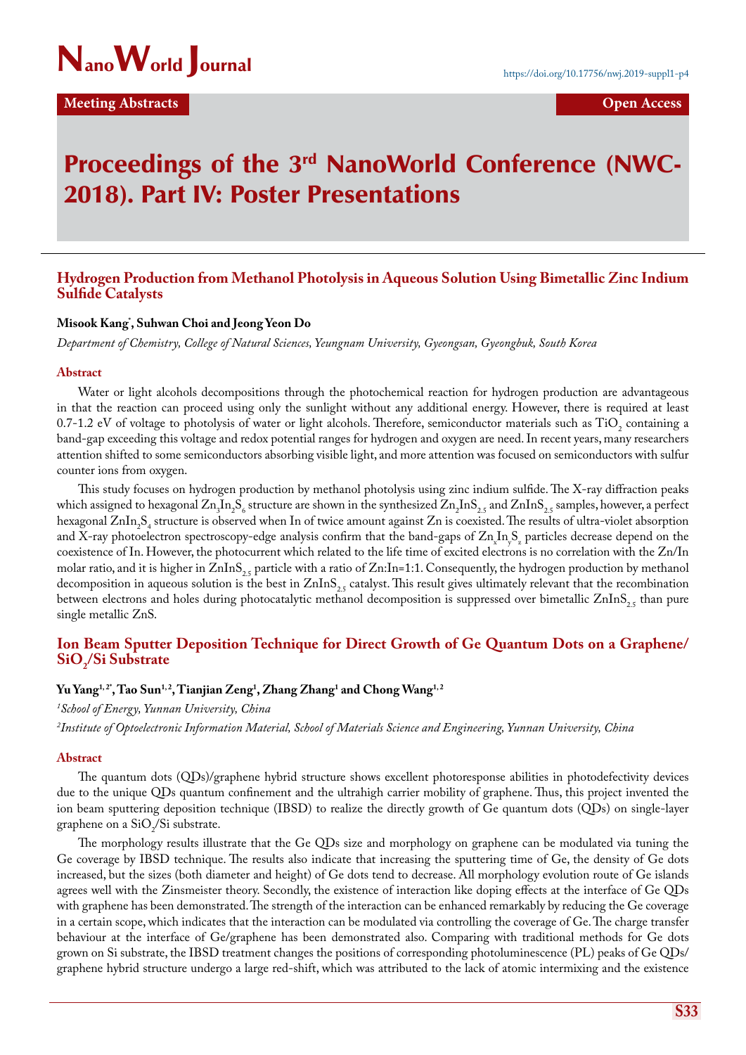**Meeting Abstracts** **Open Access**

# Proceedings of the 3rd NanoWorld Conference (NWC-2018). Part IV: Poster Presentations

## Hydrogen Production from Methanol Photolysis in Aqueous Solution Using Bimetallic Zinc Indium Sulfide Catalysts

**Misook Kang*, Suhwan Choi and Jeong Yeon Do**

*Department of Chemistry, College of Natural Sciences, Yeungnam University, Gyeongsan, Gyeongbuk, South Korea*

### Abstract

Water or light alcohols decompositions through the photochemical reaction for hydrogen production are advantageous in that the reaction can proceed using only the sunlight without any additional energy. However, there is required at least 0.7-1.2 eV of voltage to photolysis of water or light alcohols. Therefore, semiconductor materials such as $TiO_2$ containing a band-gap exceeding this voltage and redox potential ranges for hydrogen and oxygen are need. In recent years, many researchers attention shifted to some semiconductors absorbing visible light, and more attention was focused on semiconductors with sulfur counter ions from oxygen.

This study focuses on hydrogen production by methanol photolysis using zinc indium sulfide. The X-ray diffraction peaks which assigned to hexagonal $Zn_3In_2S_6$ structure are shown in the synthesized $Zn_2InS_{2.5}$ and $ZnInS_{2.5}$ samples, however, a perfect hexagonal $ZnIn_2S_4$ structure is observed when In of twice amount against Zn is coexisted. The results of ultra-violet absorption and X-ray photoelectron spectroscopy-edge analysis confirm that the band-gaps of $Zn_xIn_yS_z$ particles decrease depend on the coexistence of In. However, the photocurrent which related to the life time of excited electrons is no correlation with the Zn/In molar ratio, and it is higher in $ZnInS_{2.5}$ particle with a ratio of Zn:In=1:1. Consequently, the hydrogen production by methanol decomposition in aqueous solution is the best in $ZnInS_{2.5}$ catalyst. This result gives ultimately relevant that the recombination between electrons and holes during photocatalytic methanol decomposition is suppressed over bimetallic $ZnInS_{2.5}$ than pure single metallic ZnS.

## Ion Beam Sputter Deposition Technique for Direct Growth of Ge Quantum Dots on a Graphene/$SiO_2$/Si Substrate

**Yu Yang[1,2*], Tao Sun[1,2], Tianjian Zeng[1], Zhang Zhang[1] and Chong Wang[1,2]**

[1]*School of Energy, Yunnan University, China*

[2]*Institute of Optoelectronic Information Material, School of Materials Science and Engineering, Yunnan University, China*

### Abstract

The quantum dots (QDs)/graphene hybrid structure shows excellent photoresponse abilities in photodefectivity devices due to the unique QDs quantum confinement and the ultrahigh carrier mobility of graphene. Thus, this project invented the ion beam sputtering deposition technique (IBSD) to realize the directly growth of Ge quantum dots (QDs) on single-layer graphene on a $SiO_2$/Si substrate.

The morphology results illustrate that the Ge QDs size and morphology on graphene can be modulated via tuning the Ge coverage by IBSD technique. The results also indicate that increasing the sputtering time of Ge, the density of Ge dots increased, but the sizes (both diameter and height) of Ge dots tend to decrease. All morphology evolution route of Ge islands agrees well with the Zinsmeister theory. Secondly, the existence of interaction like doping effects at the interface of Ge QDs with graphene has been demonstrated. The strength of the interaction can be enhanced remarkably by reducing the Ge coverage in a certain scope, which indicates that the interaction can be modulated via controlling the coverage of Ge. The charge transfer behaviour at the interface of Ge/graphene has been demonstrated also. Comparing with traditional methods for Ge dots grown on Si substrate, the IBSD treatment changes the positions of corresponding photoluminescence (PL) peaks of Ge QDs/graphene hybrid structure undergo a large red-shift, which was attributed to the lack of atomic intermixing and the existence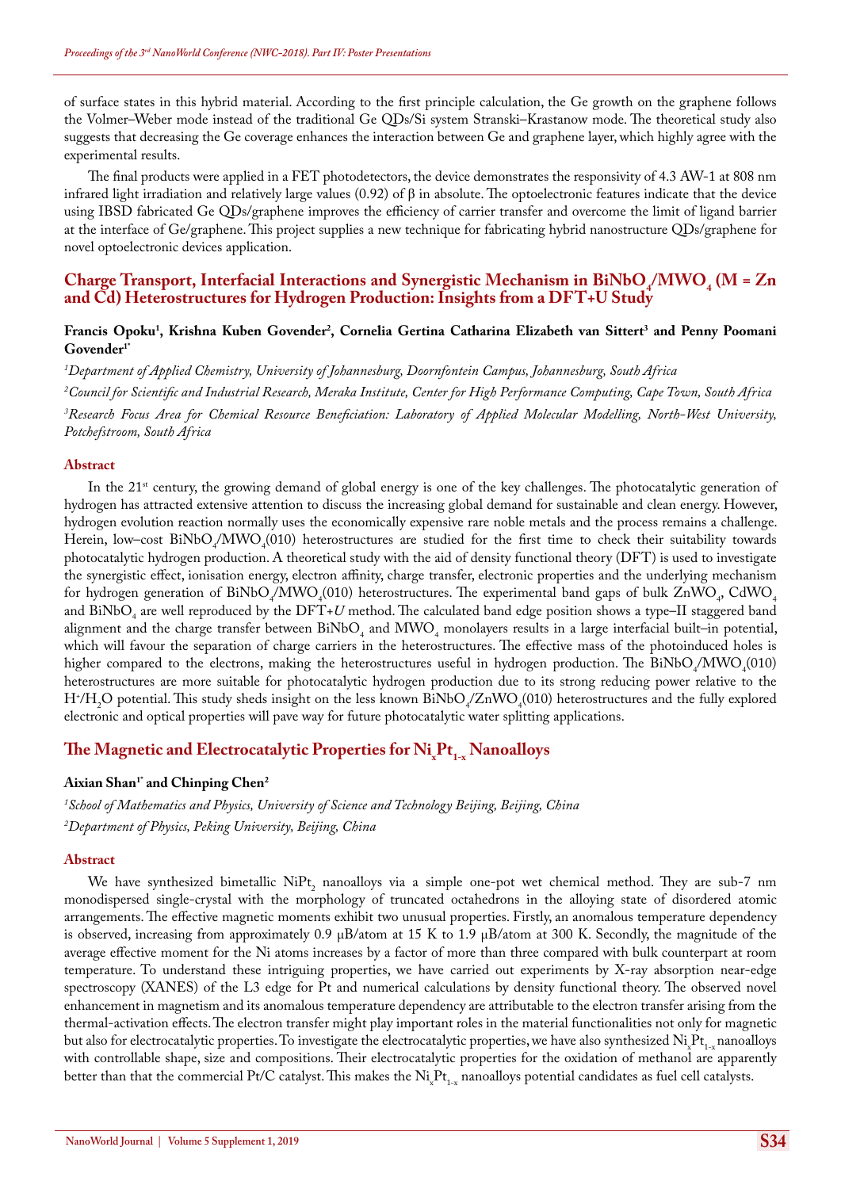of surface states in this hybrid material. According to the first principle calculation, the Ge growth on the graphene follows the Volmer–Weber mode instead of the traditional Ge QDs/Si system Stranski–Krastanow mode. The theoretical study also suggests that decreasing the Ge coverage enhances the interaction between Ge and graphene layer, which highly agree with the experimental results.

The final products were applied in a FET photodetectors, the device demonstrates the responsivity of 4.3 AW-1 at 808 nm infrared light irradiation and relatively large values (0.92) of β in absolute. The optoelectronic features indicate that the device using IBSD fabricated Ge QDs/graphene improves the efficiency of carrier transfer and overcome the limit of ligand barrier at the interface of Ge/graphene. This project supplies a new technique for fabricating hybrid nanostructure QDs/graphene for novel optoelectronic devices application.

## Charge Transport, Interfacial Interactions and Synergistic Mechanism in $BiNbO_4$/$MWO_4$ (M = Zn and Cd) Heterostructures for Hydrogen Production: Insights from a DFT+U Study

**Francis Opoku[1], Krishna Kuben Govender[2], Cornelia Gertina Catharina Elizabeth van Sittert[3] and Penny Poomani Govender[1*]**

*[1]Department of Applied Chemistry, University of Johannesburg, Doornfontein Campus, Johannesburg, South Africa*

*[2]Council for Scientific and Industrial Research, Meraka Institute, Center for High Performance Computing, Cape Town, South Africa*

*[3]Research Focus Area for Chemical Resource Beneficiation: Laboratory of Applied Molecular Modelling, North-West University, Potchefstroom, South Africa*

#### Abstract

In the 21[st] century, the growing demand of global energy is one of the key challenges. The photocatalytic generation of hydrogen has attracted extensive attention to discuss the increasing global demand for sustainable and clean energy. However, hydrogen evolution reaction normally uses the economically expensive rare noble metals and the process remains a challenge. Herein, low–cost $BiNbO_4$/$MWO_4$(010) heterostructures are studied for the first time to check their suitability towards photocatalytic hydrogen production. A theoretical study with the aid of density functional theory (DFT) is used to investigate the synergistic effect, ionisation energy, electron affinity, charge transfer, electronic properties and the underlying mechanism for hydrogen generation of $BiNbO_4$/$MWO_4$(010) heterostructures. The experimental band gaps of bulk $ZnWO_4$, $CdWO_4$ and $BiNbO_4$ are well reproduced by the DFT+*U* method. The calculated band edge position shows a type–II staggered band alignment and the charge transfer between $BiNbO_4$ and $MWO_4$ monolayers results in a large interfacial built–in potential, which will favour the separation of charge carriers in the heterostructures. The effective mass of the photoinduced holes is higher compared to the electrons, making the heterostructures useful in hydrogen production. The $BiNbO_4$/$MWO_4$(010) heterostructures are more suitable for photocatalytic hydrogen production due to its strong reducing power relative to the $H^+$/$H_2O$ potential. This study sheds insight on the less known $BiNbO_4$/$ZnWO_4$(010) heterostructures and the fully explored electronic and optical properties will pave way for future photocatalytic water splitting applications.

## The Magnetic and Electrocatalytic Properties for $Ni_xPt_{1-x}$ Nanoalloys

**Aixian Shan[1*] and Chinping Chen[2]**

*[1]School of Mathematics and Physics, University of Science and Technology Beijing, Beijing, China*

*[2]Department of Physics, Peking University, Beijing, China*

#### Abstract

We have synthesized bimetallic $NiPt_2$ nanoalloys via a simple one-pot wet chemical method. They are sub-7 nm monodispersed single-crystal with the morphology of truncated octahedrons in the alloying state of disordered atomic arrangements. The effective magnetic moments exhibit two unusual properties. Firstly, an anomalous temperature dependency is observed, increasing from approximately 0.9 μB/atom at 15 K to 1.9 μB/atom at 300 K. Secondly, the magnitude of the average effective moment for the Ni atoms increases by a factor of more than three compared with bulk counterpart at room temperature. To understand these intriguing properties, we have carried out experiments by X-ray absorption near-edge spectroscopy (XANES) of the L3 edge for Pt and numerical calculations by density functional theory. The observed novel enhancement in magnetism and its anomalous temperature dependency are attributable to the electron transfer arising from the thermal-activation effects. The electron transfer might play important roles in the material functionalities not only for magnetic but also for electrocatalytic properties. To investigate the electrocatalytic properties, we have also synthesized $Ni_xPt_{1-x}$ nanoalloys with controllable shape, size and compositions. Their electrocatalytic properties for the oxidation of methanol are apparently better than that the commercial Pt/C catalyst. This makes the $Ni_xPt_{1-x}$ nanoalloys potential candidates as fuel cell catalysts.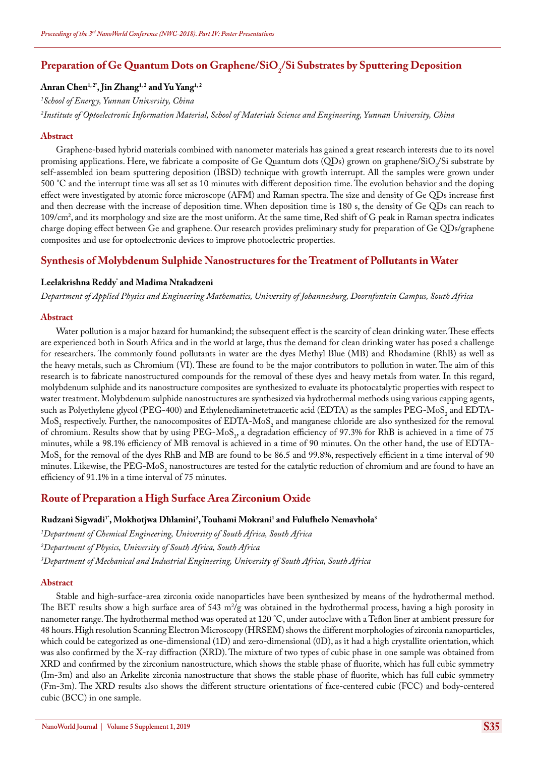## Preparation of Ge Quantum Dots on Graphene/$SiO_2$/Si Substrates by Sputtering Deposition

**Anran Chen[1,2*], Jin Zhang[1,2] and Yu Yang[1,2]**

[1]*School of Energy, Yunnan University, China*

[2]*Institute of Optoelectronic Information Material, School of Materials Science and Engineering, Yunnan University, China*

### Abstract

Graphene-based hybrid materials combined with nanometer materials has gained a great research interests due to its novel promising applications. Here, we fabricate a composite of Ge Quantum dots (QDs) grown on graphene/$SiO_2$/Si substrate by self-assembled ion beam sputtering deposition (IBSD) technique with growth interrupt. All the samples were grown under 500 °C and the interrupt time was all set as 10 minutes with different deposition time. The evolution behavior and the doping effect were investigated by atomic force microscope (AFM) and Raman spectra. The size and density of Ge QDs increase first and then decrease with the increase of deposition time. When deposition time is 180 s, the density of Ge QDs can reach to 109/cm$^2$, and its morphology and size are the most uniform. At the same time, Red shift of G peak in Raman spectra indicates charge doping effect between Ge and graphene. Our research provides preliminary study for preparation of Ge QDs/graphene composites and use for optoelectronic devices to improve photoelectric properties.

## Synthesis of Molybdenum Sulphide Nanostructures for the Treatment of Pollutants in Water

**Leelakrishna Reddy* and Madima Ntakadzeni**

*Department of Applied Physics and Engineering Mathematics, University of Johannesburg, Doornfontein Campus, South Africa*

### Abstract

Water pollution is a major hazard for humankind; the subsequent effect is the scarcity of clean drinking water. These effects are experienced both in South Africa and in the world at large, thus the demand for clean drinking water has posed a challenge for researchers. The commonly found pollutants in water are the dyes Methyl Blue (MB) and Rhodamine (RhB) as well as the heavy metals, such as Chromium (VI). These are found to be the major contributors to pollution in water. The aim of this research is to fabricate nanostructured compounds for the removal of these dyes and heavy metals from water. In this regard, molybdenum sulphide and its nanostructure composites are synthesized to evaluate its photocatalytic properties with respect to water treatment. Molybdenum sulphide nanostructures are synthesized via hydrothermal methods using various capping agents, such as Polyethylene glycol (PEG-400) and Ethylenediaminetetraacetic acid (EDTA) as the samples PEG-$MoS_2$ and EDTA-$MoS_2$ respectively. Further, the nanocomposites of EDTA-$MoS_2$ and manganese chloride are also synthesized for the removal of chromium. Results show that by using PEG-$MoS_2$, a degradation efficiency of 97.3% for RhB is achieved in a time of 75 minutes, while a 98.1% efficiency of MB removal is achieved in a time of 90 minutes. On the other hand, the use of EDTA-$MoS_2$ for the removal of the dyes RhB and MB are found to be 86.5 and 99.8%, respectively efficient in a time interval of 90 minutes. Likewise, the PEG-$MoS_2$ nanostructures are tested for the catalytic reduction of chromium and are found to have an efficiency of 91.1% in a time interval of 75 minutes.

## Route of Preparation a High Surface Area Zirconium Oxide

**Rudzani Sigwadi[1*], Mokhotjwa Dhlamini[2], Touhami Mokrani[1] and Fulufhelo Nemavhola[3]**

[1]*Department of Chemical Engineering, University of South Africa, South Africa*

[2]*Department of Physics, University of South Africa, South Africa*

[3]*Department of Mechanical and Industrial Engineering, University of South Africa, South Africa*

### Abstract

Stable and high-surface-area zirconia oxide nanoparticles have been synthesized by means of the hydrothermal method. The BET results show a high surface area of 543 m$^2$/g was obtained in the hydrothermal process, having a high porosity in nanometer range. The hydrothermal method was operated at 120 °C, under autoclave with a Teflon liner at ambient pressure for 48 hours. High resolution Scanning Electron Microscopy (HRSEM) shows the different morphologies of zirconia nanoparticles, which could be categorized as one-dimensional (1D) and zero-dimensional (0D), as it had a high crystallite orientation, which was also confirmed by the X-ray diffraction (XRD). The mixture of two types of cubic phase in one sample was obtained from XRD and confirmed by the zirconium nanostructure, which shows the stable phase of fluorite, which has full cubic symmetry (Im-3m) and also an Arkelite zirconia nanostructure that shows the stable phase of fluorite, which has full cubic symmetry (Fm-3m). The XRD results also shows the different structure orientations of face-centered cubic (FCC) and body-centered cubic (BCC) in one sample.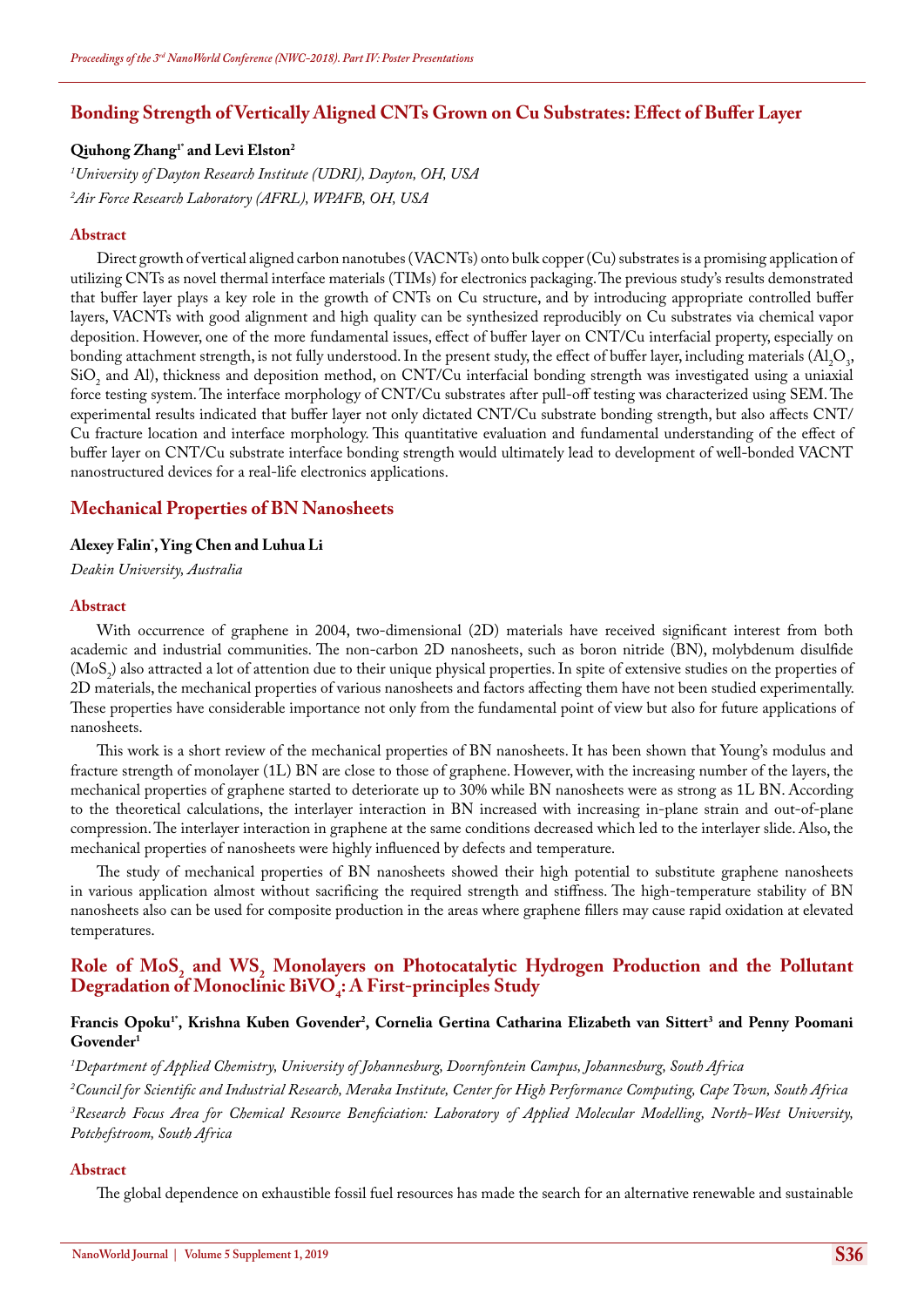## Bonding Strength of Vertically Aligned CNTs Grown on Cu Substrates: Effect of Buffer Layer

**Qiuhong Zhang[1*] and Levi Elston[2]**

*[1]University of Dayton Research Institute (UDRI), Dayton, OH, USA*

*[2]Air Force Research Laboratory (AFRL), WPAFB, OH, USA*

### Abstract

Direct growth of vertical aligned carbon nanotubes (VACNTs) onto bulk copper (Cu) substrates is a promising application of utilizing CNTs as novel thermal interface materials (TIMs) for electronics packaging. The previous study's results demonstrated that buffer layer plays a key role in the growth of CNTs on Cu structure, and by introducing appropriate controlled buffer layers, VACNTs with good alignment and high quality can be synthesized reproducibly on Cu substrates via chemical vapor deposition. However, one of the more fundamental issues, effect of buffer layer on CNT/Cu interfacial property, especially on bonding attachment strength, is not fully understood. In the present study, the effect of buffer layer, including materials ($Al_2O_3$, $SiO_2$ and Al), thickness and deposition method, on CNT/Cu interfacial bonding strength was investigated using a uniaxial force testing system. The interface morphology of CNT/Cu substrates after pull-off testing was characterized using SEM. The experimental results indicated that buffer layer not only dictated CNT/Cu substrate bonding strength, but also affects CNT/Cu fracture location and interface morphology. This quantitative evaluation and fundamental understanding of the effect of buffer layer on CNT/Cu substrate interface bonding strength would ultimately lead to development of well-bonded VACNT nanostructured devices for a real-life electronics applications.

## Mechanical Properties of BN Nanosheets

**Alexey Falin*, Ying Chen and Luhua Li**

*Deakin University, Australia*

### Abstract

With occurrence of graphene in 2004, two-dimensional (2D) materials have received significant interest from both academic and industrial communities. The non-carbon 2D nanosheets, such as boron nitride (BN), molybdenum disulfide ($MoS_2$) also attracted a lot of attention due to their unique physical properties. In spite of extensive studies on the properties of 2D materials, the mechanical properties of various nanosheets and factors affecting them have not been studied experimentally. These properties have considerable importance not only from the fundamental point of view but also for future applications of nanosheets.

This work is a short review of the mechanical properties of BN nanosheets. It has been shown that Young's modulus and fracture strength of monolayer (1L) BN are close to those of graphene. However, with the increasing number of the layers, the mechanical properties of graphene started to deteriorate up to 30% while BN nanosheets were as strong as 1L BN. According to the theoretical calculations, the interlayer interaction in BN increased with increasing in-plane strain and out-of-plane compression. The interlayer interaction in graphene at the same conditions decreased which led to the interlayer slide. Also, the mechanical properties of nanosheets were highly influenced by defects and temperature.

The study of mechanical properties of BN nanosheets showed their high potential to substitute graphene nanosheets in various application almost without sacrificing the required strength and stiffness. The high-temperature stability of BN nanosheets also can be used for composite production in the areas where graphene fillers may cause rapid oxidation at elevated temperatures.

## Role of $MoS_2$ and $WS_2$ Monolayers on Photocatalytic Hydrogen Production and the Pollutant Degradation of Monoclinic $BiVO_4$: A First-principles Study

**Francis Opoku[1*], Krishna Kuben Govender[2], Cornelia Gertina Catharina Elizabeth van Sittert[3] and Penny Poomani Govender[1]**

*[1]Department of Applied Chemistry, University of Johannesburg, Doornfontein Campus, Johannesburg, South Africa*

*[2]Council for Scientific and Industrial Research, Meraka Institute, Center for High Performance Computing, Cape Town, South Africa*

*[3]Research Focus Area for Chemical Resource Beneficiation: Laboratory of Applied Molecular Modelling, North-West University, Potchefstroom, South Africa*

### Abstract

The global dependence on exhaustible fossil fuel resources has made the search for an alternative renewable and sustainable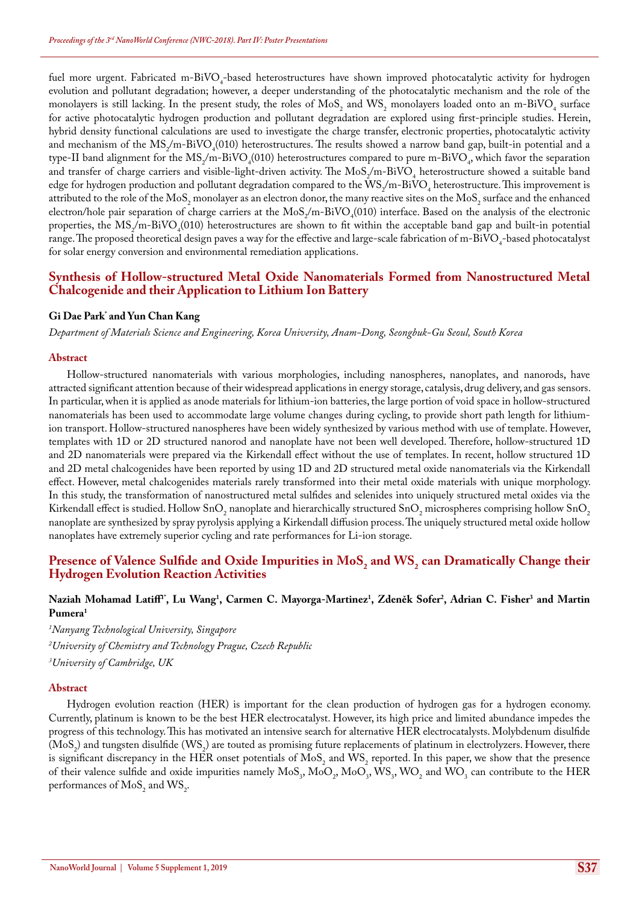fuel more urgent. Fabricated m-$BiVO_4$-based heterostructures have shown improved photocatalytic activity for hydrogen evolution and pollutant degradation; however, a deeper understanding of the photocatalytic mechanism and the role of the monolayers is still lacking. In the present study, the roles of $MoS_2$ and $WS_2$ monolayers loaded onto an m-$BiVO_4$ surface for active photocatalytic hydrogen production and pollutant degradation are explored using first-principle studies. Herein, hybrid density functional calculations are used to investigate the charge transfer, electronic properties, photocatalytic activity and mechanism of the $MS_2$/m-$BiVO_4$(010) heterostructures. The results showed a narrow band gap, built-in potential and a type-II band alignment for the $MS_2$/m-$BiVO_4$(010) heterostructures compared to pure m-$BiVO_4$, which favor the separation and transfer of charge carriers and visible-light-driven activity. The $MoS_2$/m-$BiVO_4$ heterostructure showed a suitable band edge for hydrogen production and pollutant degradation compared to the $WS_2$/m-$BiVO_4$ heterostructure. This improvement is attributed to the role of the $MoS_2$ monolayer as an electron donor, the many reactive sites on the $MoS_2$ surface and the enhanced electron/hole pair separation of charge carriers at the $MoS_2$/m-$BiVO_4$(010) interface. Based on the analysis of the electronic properties, the $MS_2$/m-$BiVO_4$(010) heterostructures are shown to fit within the acceptable band gap and built-in potential range. The proposed theoretical design paves a way for the effective and large-scale fabrication of m-$BiVO_4$-based photocatalyst for solar energy conversion and environmental remediation applications.

## Synthesis of Hollow-structured Metal Oxide Nanomaterials Formed from Nanostructured Metal Chalcogenide and their Application to Lithium Ion Battery

**Gi Dae Park\* and Yun Chan Kang**

*Department of Materials Science and Engineering, Korea University, Anam-Dong, Seongbuk-Gu Seoul, South Korea*

### Abstract

Hollow-structured nanomaterials with various morphologies, including nanospheres, nanoplates, and nanorods, have attracted significant attention because of their widespread applications in energy storage, catalysis, drug delivery, and gas sensors. In particular, when it is applied as anode materials for lithium-ion batteries, the large portion of void space in hollow-structured nanomaterials has been used to accommodate large volume changes during cycling, to provide short path length for lithium-ion transport. Hollow-structured nanospheres have been widely synthesized by various method with use of template. However, templates with 1D or 2D structured nanorod and nanoplate have not been well developed. Therefore, hollow-structured 1D and 2D nanomaterials were prepared via the Kirkendall effect without the use of templates. In recent, hollow structured 1D and 2D metal chalcogenides have been reported by using 1D and 2D structured metal oxide nanomaterials via the Kirkendall effect. However, metal chalcogenides materials rarely transformed into their metal oxide materials with unique morphology. In this study, the transformation of nanostructured metal sulfides and selenides into uniquely structured metal oxides via the Kirkendall effect is studied. Hollow $SnO_2$ nanoplate and hierarchically structured $SnO_2$ microspheres comprising hollow $SnO_2$ nanoplate are synthesized by spray pyrolysis applying a Kirkendall diffusion process. The uniquely structured metal oxide hollow nanoplates have extremely superior cycling and rate performances for Li-ion storage.

## Presence of Valence Sulfide and Oxide Impurities in $MoS_2$ and $WS_2$ can Dramatically Change their Hydrogen Evolution Reaction Activities

**Naziah Mohamad Latiff[1]\*, Lu Wang[1], Carmen C. Mayorga-Martinez[1], Zdeněk Sofer[2], Adrian C. Fisher[3] and Martin Pumera[1]**

[1]*Nanyang Technological University, Singapore*

[2]*University of Chemistry and Technology Prague, Czech Republic*

[3]*University of Cambridge, UK*

### Abstract

Hydrogen evolution reaction (HER) is important for the clean production of hydrogen gas for a hydrogen economy. Currently, platinum is known to be the best HER electrocatalyst. However, its high price and limited abundance impedes the progress of this technology. This has motivated an intensive search for alternative HER electrocatalysts. Molybdenum disulfide ($MoS_2$) and tungsten disulfide ($WS_2$) are touted as promising future replacements of platinum in electrolyzers. However, there is significant discrepancy in the HER onset potentials of $MoS_2$ and $WS_2$ reported. In this paper, we show that the presence of their valence sulfide and oxide impurities namely $MoS_3$, $MoO_2$, $MoO_3$, $WS_3$, $WO_2$ and $WO_3$ can contribute to the HER performances of $MoS_2$ and $WS_2$.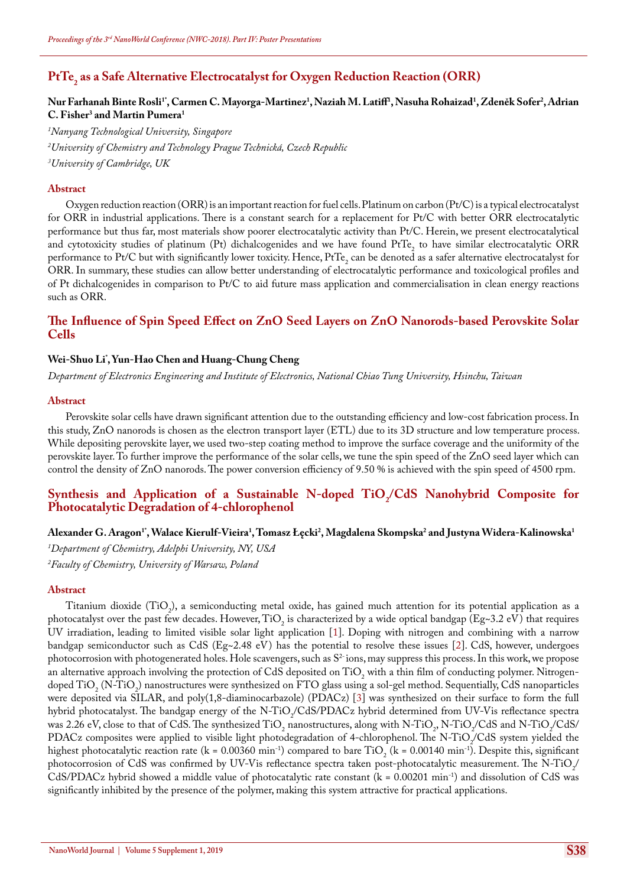## $PtTe_2$ as a Safe Alternative Electrocatalyst for Oxygen Reduction Reaction (ORR)

**Nur Farhanah Binte Rosli[1*], Carmen C. Mayorga-Martinez[1], Naziah M. Latiff[1], Nasuha Rohaizad[1], Zdeněk Sofer[2], Adrian C. Fisher[3] and Martin Pumera[1]**

*[1]Nanyang Technological University, Singapore*

*[2]University of Chemistry and Technology Prague Technická, Czech Republic*

*[3]University of Cambridge, UK*

### Abstract

Oxygen reduction reaction (ORR) is an important reaction for fuel cells. Platinum on carbon (Pt/C) is a typical electrocatalyst for ORR in industrial applications. There is a constant search for a replacement for Pt/C with better ORR electrocatalytic performance but thus far, most materials show poorer electrocatalytic activity than Pt/C. Herein, we present electrocatalytical and cytotoxicity studies of platinum (Pt) dichalcogenides and we have found $PtTe_2$ to have similar electrocatalytic ORR performance to Pt/C but with significantly lower toxicity. Hence, $PtTe_2$ can be denoted as a safer alternative electrocatalyst for ORR. In summary, these studies can allow better understanding of electrocatalytic performance and toxicological profiles and of Pt dichalcogenides in comparison to Pt/C to aid future mass application and commercialisation in clean energy reactions such as ORR.

## The Influence of Spin Speed Effect on ZnO Seed Layers on ZnO Nanorods-based Perovskite Solar Cells

**Wei-Shuo Li*, Yun-Hao Chen and Huang-Chung Cheng**

*Department of Electronics Engineering and Institute of Electronics, National Chiao Tung University, Hsinchu, Taiwan*

### Abstract

Perovskite solar cells have drawn significant attention due to the outstanding efficiency and low-cost fabrication process. In this study, ZnO nanorods is chosen as the electron transport layer (ETL) due to its 3D structure and low temperature process. While depositing perovskite layer, we used two-step coating method to improve the surface coverage and the uniformity of the perovskite layer. To further improve the performance of the solar cells, we tune the spin speed of the ZnO seed layer which can control the density of ZnO nanorods. The power conversion efficiency of 9.50 % is achieved with the spin speed of 4500 rpm.

## Synthesis and Application of a Sustainable N-doped $TiO_2$/CdS Nanohybrid Composite for Photocatalytic Degradation of 4-chlorophenol

**Alexander G. Aragon[1*], Walace Kierulf-Vieira[1], Tomasz Łęcki[2], Magdalena Skompska[2] and Justyna Widera-Kalinowska[1]**

*[1]Department of Chemistry, Adelphi University, NY, USA*

*[2]Faculty of Chemistry, University of Warsaw, Poland*

### Abstract

Titanium dioxide ($TiO_2$), a semiconducting metal oxide, has gained much attention for its potential application as a photocatalyst over the past few decades. However, $TiO_2$ is characterized by a wide optical bandgap (Eg~3.2 eV) that requires UV irradiation, leading to limited visible solar light application [1]. Doping with nitrogen and combining with a narrow bandgap semiconductor such as CdS (Eg~2.48 eV) has the potential to resolve these issues [2]. CdS, however, undergoes photocorrosion with photogenerated holes. Hole scavengers, such as $S^{2-}$ ions, may suppress this process. In this work, we propose an alternative approach involving the protection of CdS deposited on $TiO_2$ with a thin film of conducting polymer. Nitrogen-doped $TiO_2$ (N-$TiO_2$) nanostructures were synthesized on FTO glass using a sol-gel method. Sequentially, CdS nanoparticles were deposited via SILAR, and poly(1,8-diaminocarbazole) (PDACz) [3] was synthesized on their surface to form the full hybrid photocatalyst. The bandgap energy of the N-$TiO_2$/CdS/PDACz hybrid determined from UV-Vis reflectance spectra was 2.26 eV, close to that of CdS. The synthesized $TiO_2$ nanostructures, along with N-$TiO_2$, N-$TiO_2$/CdS and N-$TiO_2$/CdS/PDACz composites were applied to visible light photodegradation of 4-chlorophenol. The N-$TiO_2$/CdS system yielded the highest photocatalytic reaction rate ($k = 0.00360$ $min^{-1}$) compared to bare $TiO_2$ ($k = 0.00140$ $min^{-1}$). Despite this, significant photocorrosion of CdS was confirmed by UV-Vis reflectance spectra taken post-photocatalytic measurement. The N-$TiO_2$/CdS/PDACz hybrid showed a middle value of photocatalytic rate constant ($k = 0.00201$ $min^{-1}$) and dissolution of CdS was significantly inhibited by the presence of the polymer, making this system attractive for practical applications.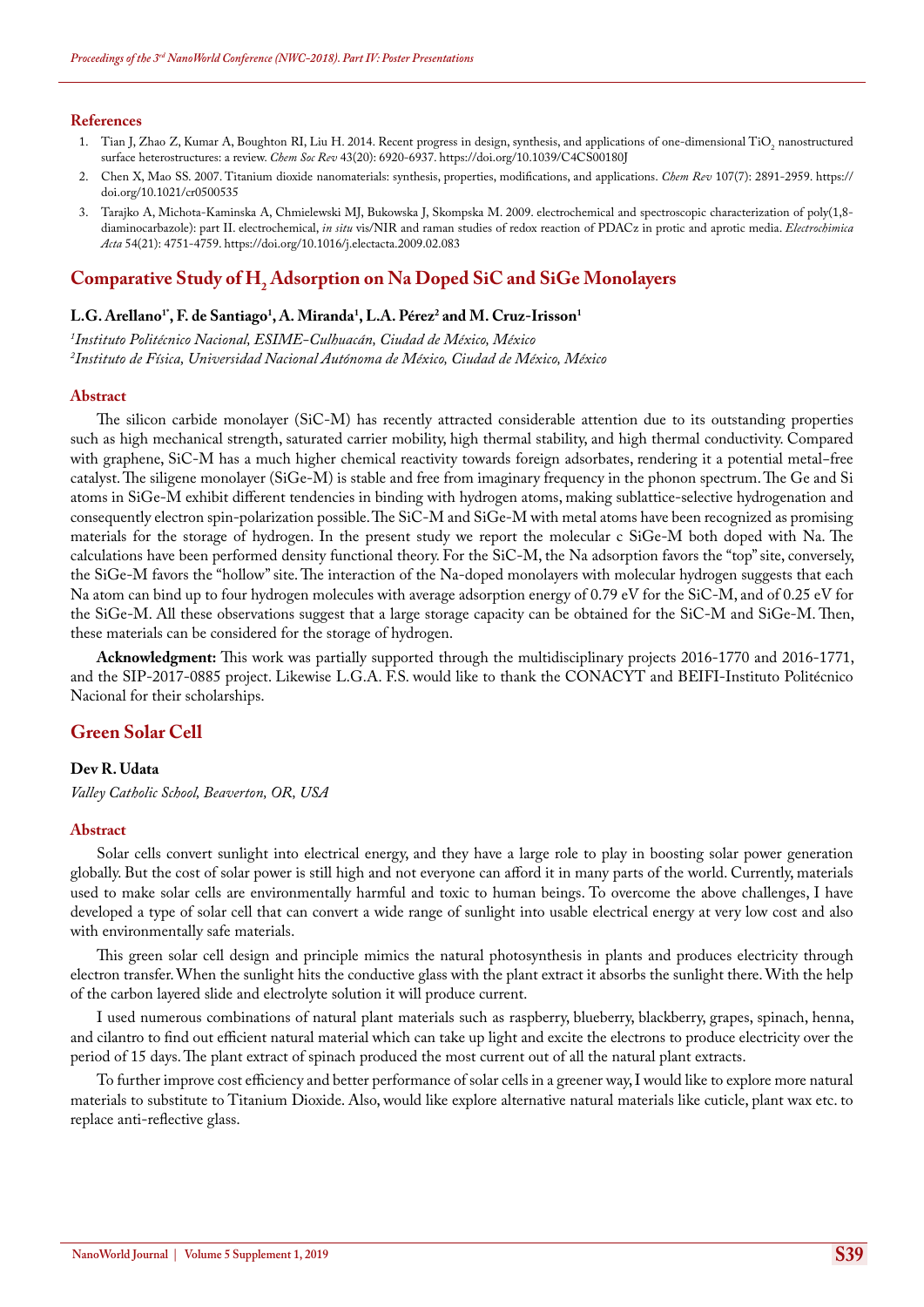### References

1. Tian J, Zhao Z, Kumar A, Boughton RI, Liu H. 2014. Recent progress in design, synthesis, and applications of one-dimensional $TiO_2$ nanostructured surface heterostructures: a review. *Chem Soc Rev* 43(20): 6920-6937. https://doi.org/10.1039/C4CS00180J
2. Chen X, Mao SS. 2007. Titanium dioxide nanomaterials: synthesis, properties, modifications, and applications. *Chem Rev* 107(7): 2891-2959. https://doi.org/10.1021/cr0500535
3. Tarajko A, Michota-Kaminska A, Chmielewski MJ, Bukowska J, Skompska M. 2009. electrochemical and spectroscopic characterization of poly(1,8-diaminocarbazole): part II. electrochemical, *in situ* vis/NIR and raman studies of redox reaction of PDACz in protic and aprotic media. *Electrochimica Acta* 54(21): 4751-4759. https://doi.org/10.1016/j.electacta.2009.02.083

## Comparative Study of $H_2$ Adsorption on Na Doped SiC and SiGe Monolayers

**L.G. Arellano[1*], F. de Santiago[1], A. Miranda[1], L.A. Pérez[2] and M. Cruz-Irisson[1]**

*[1]Instituto Politécnico Nacional, ESIME-Culhuacán, Ciudad de México, México*
*[2]Instituto de Física, Universidad Nacional Autónoma de México, Ciudad de México, México*

### Abstract

The silicon carbide monolayer (SiC-M) has recently attracted considerable attention due to its outstanding properties such as high mechanical strength, saturated carrier mobility, high thermal stability, and high thermal conductivity. Compared with graphene, SiC-M has a much higher chemical reactivity towards foreign adsorbates, rendering it a potential metal-free catalyst. The siligene monolayer (SiGe-M) is stable and free from imaginary frequency in the phonon spectrum. The Ge and Si atoms in SiGe-M exhibit different tendencies in binding with hydrogen atoms, making sublattice-selective hydrogenation and consequently electron spin-polarization possible. The SiC-M and SiGe-M with metal atoms have been recognized as promising materials for the storage of hydrogen. In the present study we report the molecular c SiGe-M both doped with Na. The calculations have been performed density functional theory. For the SiC-M, the Na adsorption favors the "top" site, conversely, the SiGe-M favors the "hollow" site. The interaction of the Na-doped monolayers with molecular hydrogen suggests that each Na atom can bind up to four hydrogen molecules with average adsorption energy of 0.79 eV for the SiC-M, and of 0.25 eV for the SiGe-M. All these observations suggest that a large storage capacity can be obtained for the SiC-M and SiGe-M. Then, these materials can be considered for the storage of hydrogen.

**Acknowledgment:** This work was partially supported through the multidisciplinary projects 2016-1770 and 2016-1771, and the SIP-2017-0885 project. Likewise L.G.A. F.S. would like to thank the CONACYT and BEIFI-Instituto Politécnico Nacional for their scholarships.

## Green Solar Cell

**Dev R. Udata**

*Valley Catholic School, Beaverton, OR, USA*

### Abstract

Solar cells convert sunlight into electrical energy, and they have a large role to play in boosting solar power generation globally. But the cost of solar power is still high and not everyone can afford it in many parts of the world. Currently, materials used to make solar cells are environmentally harmful and toxic to human beings. To overcome the above challenges, I have developed a type of solar cell that can convert a wide range of sunlight into usable electrical energy at very low cost and also with environmentally safe materials.

This green solar cell design and principle mimics the natural photosynthesis in plants and produces electricity through electron transfer. When the sunlight hits the conductive glass with the plant extract it absorbs the sunlight there. With the help of the carbon layered slide and electrolyte solution it will produce current.

I used numerous combinations of natural plant materials such as raspberry, blueberry, blackberry, grapes, spinach, henna, and cilantro to find out efficient natural material which can take up light and excite the electrons to produce electricity over the period of 15 days. The plant extract of spinach produced the most current out of all the natural plant extracts.

To further improve cost efficiency and better performance of solar cells in a greener way, I would like to explore more natural materials to substitute to Titanium Dioxide. Also, would like explore alternative natural materials like cuticle, plant wax etc. to replace anti-reflective glass.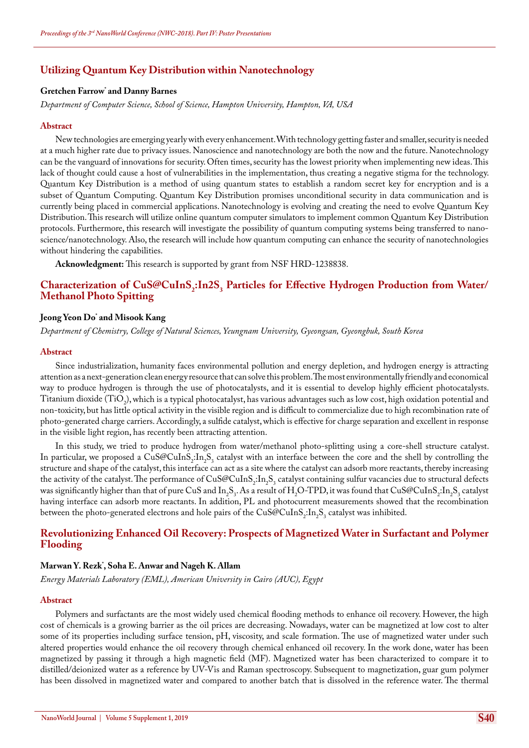## Utilizing Quantum Key Distribution within Nanotechnology

**Gretchen Farrow\* and Danny Barnes**

*Department of Computer Science, School of Science, Hampton University, Hampton, VA, USA*

### Abstract

New technologies are emerging yearly with every enhancement. With technology getting faster and smaller, security is needed at a much higher rate due to privacy issues. Nanoscience and nanotechnology are both the now and the future. Nanotechnology can be the vanguard of innovations for security. Often times, security has the lowest priority when implementing new ideas. This lack of thought could cause a host of vulnerabilities in the implementation, thus creating a negative stigma for the technology. Quantum Key Distribution is a method of using quantum states to establish a random secret key for encryption and is a subset of Quantum Computing. Quantum Key Distribution promises unconditional security in data communication and is currently being placed in commercial applications. Nanotechnology is evolving and creating the need to evolve Quantum Key Distribution. This research will utilize online quantum computer simulators to implement common Quantum Key Distribution protocols. Furthermore, this research will investigate the possibility of quantum computing systems being transferred to nano-science/nanotechnology. Also, the research will include how quantum computing can enhance the security of nanotechnologies without hindering the capabilities.

**Acknowledgment:** This research is supported by grant from NSF HRD-1238838.

## Characterization of $CuS@CuInS_2$:$In2S_3$ Particles for Effective Hydrogen Production from Water/Methanol Photo Spitting

**Jeong Yeon Do\* and Misook Kang**

*Department of Chemistry, College of Natural Sciences, Yeungnam University, Gyeongsan, Gyeongbuk, South Korea*

### Abstract

Since industrialization, humanity faces environmental pollution and energy depletion, and hydrogen energy is attracting attention as a next-generation clean energy resource that can solve this problem. The most environmentally friendly and economical way to produce hydrogen is through the use of photocatalysts, and it is essential to develop highly efficient photocatalysts. Titanium dioxide ($TiO_2$), which is a typical photocatalyst, has various advantages such as low cost, high oxidation potential and non-toxicity, but has little optical activity in the visible region and is difficult to commercialize due to high recombination rate of photo-generated charge carriers. Accordingly, a sulfide catalyst, which is effective for charge separation and excellent in response in the visible light region, has recently been attracting attention.

In this study, we tried to produce hydrogen from water/methanol photo-splitting using a core-shell structure catalyst. In particular, we proposed a $CuS@CuInS_2$:$In_2S_3$ catalyst with an interface between the core and the shell by controlling the structure and shape of the catalyst, this interface can act as a site where the catalyst can adsorb more reactants, thereby increasing the activity of the catalyst. The performance of $CuS@CuInS_2$:$In_2S_3$ catalyst containing sulfur vacancies due to structural defects was significantly higher than that of pure CuS and $In_2S_3$. As a result of $H_2O$-TPD, it was found that $CuS@CuInS_2$:$In_2S_3$ catalyst having interface can adsorb more reactants. In addition, PL and photocurrent measurements showed that the recombination between the photo-generated electrons and hole pairs of the $CuS@CuInS_2$:$In_2S_3$ catalyst was inhibited.

## Revolutionizing Enhanced Oil Recovery: Prospects of Magnetized Water in Surfactant and Polymer Flooding

**Marwan Y. Rezk\*, Soha E. Anwar and Nageh K. Allam**

*Energy Materials Laboratory (EML), American University in Cairo (AUC), Egypt*

### Abstract

Polymers and surfactants are the most widely used chemical flooding methods to enhance oil recovery. However, the high cost of chemicals is a growing barrier as the oil prices are decreasing. Nowadays, water can be magnetized at low cost to alter some of its properties including surface tension, pH, viscosity, and scale formation. The use of magnetized water under such altered properties would enhance the oil recovery through chemical enhanced oil recovery. In the work done, water has been magnetized by passing it through a high magnetic field (MF). Magnetized water has been characterized to compare it to distilled/deionized water as a reference by UV-Vis and Raman spectroscopy. Subsequent to magnetization, guar gum polymer has been dissolved in magnetized water and compared to another batch that is dissolved in the reference water. The thermal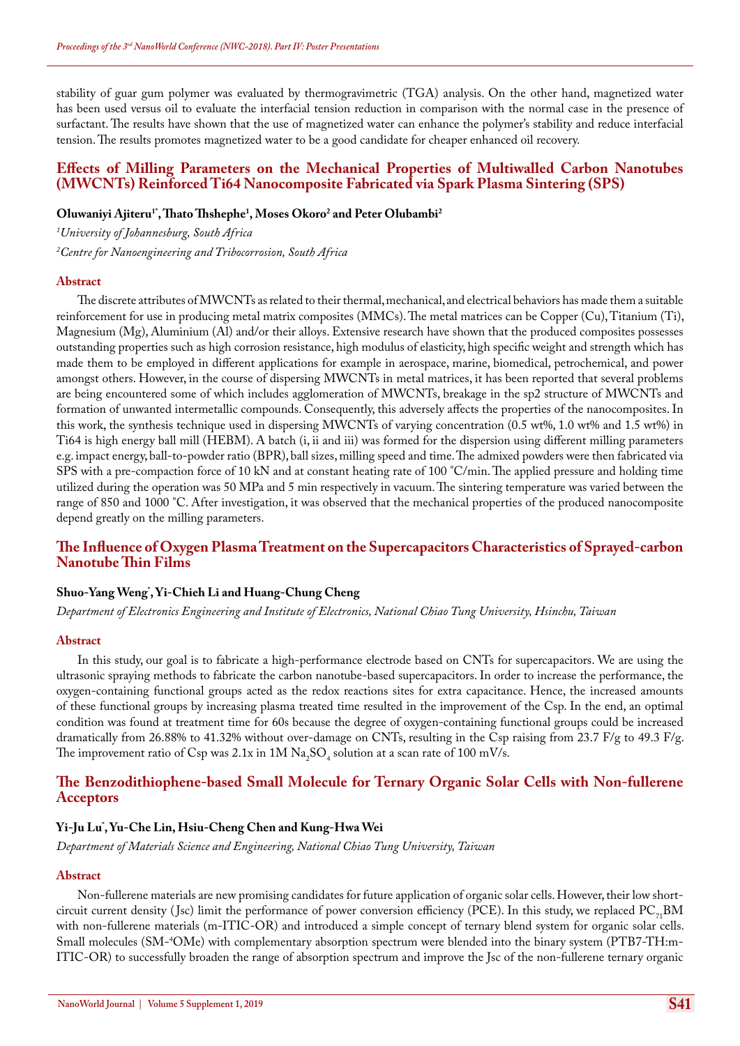stability of guar gum polymer was evaluated by thermogravimetric (TGA) analysis. On the other hand, magnetized water has been used versus oil to evaluate the interfacial tension reduction in comparison with the normal case in the presence of surfactant. The results have shown that the use of magnetized water can enhance the polymer's stability and reduce interfacial tension. The results promotes magnetized water to be a good candidate for cheaper enhanced oil recovery.

## Effects of Milling Parameters on the Mechanical Properties of Multiwalled Carbon Nanotubes (MWCNTs) Reinforced Ti64 Nanocomposite Fabricated via Spark Plasma Sintering (SPS)

**Oluwaniyi Ajiteru[1*], Thato Thshephe[1], Moses Okoro[2] and Peter Olubambi[2]**

*[1]University of Johannesburg, South Africa*

*[2]Centre for Nanoengineering and Tribocorrosion, South Africa*

### Abstract

The discrete attributes of MWCNTs as related to their thermal, mechanical, and electrical behaviors has made them a suitable reinforcement for use in producing metal matrix composites (MMCs). The metal matrices can be Copper (Cu), Titanium (Ti), Magnesium (Mg), Aluminium (Al) and/or their alloys. Extensive research have shown that the produced composites possesses outstanding properties such as high corrosion resistance, high modulus of elasticity, high specific weight and strength which has made them to be employed in different applications for example in aerospace, marine, biomedical, petrochemical, and power amongst others. However, in the course of dispersing MWCNTs in metal matrices, it has been reported that several problems are being encountered some of which includes agglomeration of MWCNTs, breakage in the sp2 structure of MWCNTs and formation of unwanted intermetallic compounds. Consequently, this adversely affects the properties of the nanocomposites. In this work, the synthesis technique used in dispersing MWCNTs of varying concentration (0.5 wt%, 1.0 wt% and 1.5 wt%) in Ti64 is high energy ball mill (HEBM). A batch (i, ii and iii) was formed for the dispersion using different milling parameters e.g. impact energy, ball-to-powder ratio (BPR), ball sizes, milling speed and time. The admixed powders were then fabricated via SPS with a pre-compaction force of 10 kN and at constant heating rate of 100 ˚C/min. The applied pressure and holding time utilized during the operation was 50 MPa and 5 min respectively in vacuum. The sintering temperature was varied between the range of 850 and 1000 ˚C. After investigation, it was observed that the mechanical properties of the produced nanocomposite depend greatly on the milling parameters.

## The Influence of Oxygen Plasma Treatment on the Supercapacitors Characteristics of Sprayed-carbon Nanotube Thin Films

**Shuo-Yang Weng*, Yi-Chieh Li and Huang-Chung Cheng**

*Department of Electronics Engineering and Institute of Electronics, National Chiao Tung University, Hsinchu, Taiwan*

### Abstract

In this study, our goal is to fabricate a high-performance electrode based on CNTs for supercapacitors. We are using the ultrasonic spraying methods to fabricate the carbon nanotube-based supercapacitors. In order to increase the performance, the oxygen-containing functional groups acted as the redox reactions sites for extra capacitance. Hence, the increased amounts of these functional groups by increasing plasma treated time resulted in the improvement of the Csp. In the end, an optimal condition was found at treatment time for 60s because the degree of oxygen-containing functional groups could be increased dramatically from 26.88% to 41.32% without over-damage on CNTs, resulting in the Csp raising from 23.7 F/g to 49.3 F/g. The improvement ratio of Csp was 2.1x in 1M $Na_2SO_4$ solution at a scan rate of 100 mV/s.

## The Benzodithiophene-based Small Molecule for Ternary Organic Solar Cells with Non-fullerene Acceptors

**Yi-Ju Lu*, Yu-Che Lin, Hsiu-Cheng Chen and Kung-Hwa Wei**

*Department of Materials Science and Engineering, National Chiao Tung University, Taiwan*

### Abstract

Non-fullerene materials are new promising candidates for future application of organic solar cells. However, their low short-circuit current density (Jsc) limit the performance of power conversion efficiency (PCE). In this study, we replaced $PC_{71}BM$ with non-fullerene materials (m-ITIC-OR) and introduced a simple concept of ternary blend system for organic solar cells. Small molecules (SM-$^4$OMe) with complementary absorption spectrum were blended into the binary system (PTB7-TH:m-ITIC-OR) to successfully broaden the range of absorption spectrum and improve the Jsc of the non-fullerene ternary organic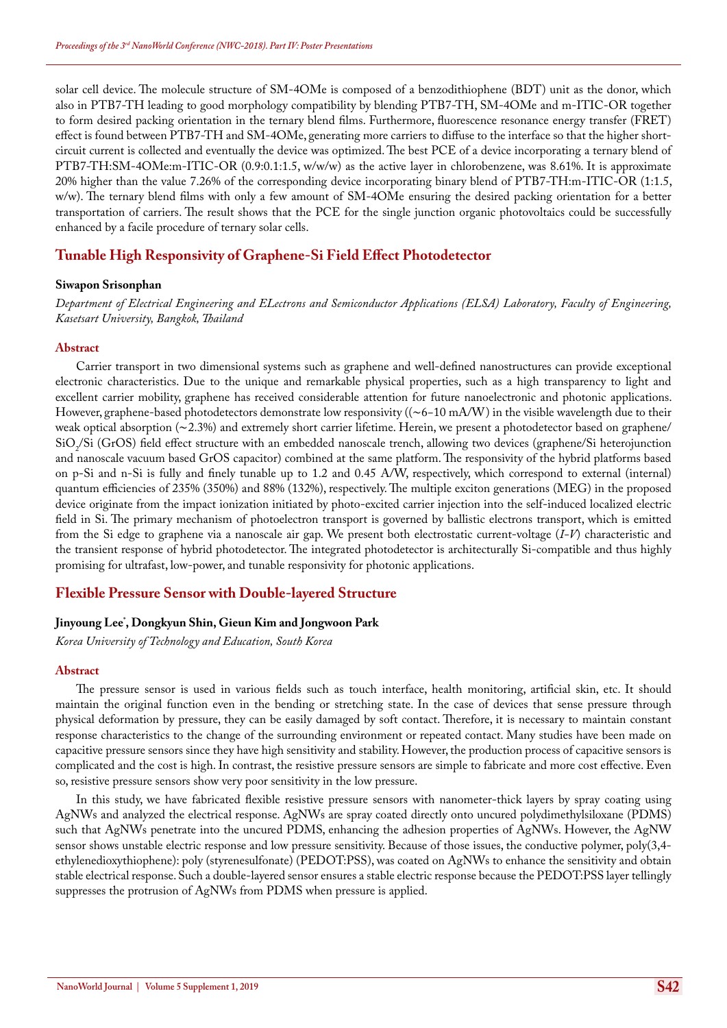solar cell device. The molecule structure of SM-4OMe is composed of a benzodithiophene (BDT) unit as the donor, which also in PTB7-TH leading to good morphology compatibility by blending PTB7-TH, SM-4OMe and m-ITIC-OR together to form desired packing orientation in the ternary blend films. Furthermore, fluorescence resonance energy transfer (FRET) effect is found between PTB7-TH and SM-4OMe, generating more carriers to diffuse to the interface so that the higher short-circuit current is collected and eventually the device was optimized. The best PCE of a device incorporating a ternary blend of PTB7-TH:SM-4OMe:m-ITIC-OR (0.9:0.1:1.5, w/w/w) as the active layer in chlorobenzene, was 8.61%. It is approximate 20% higher than the value 7.26% of the corresponding device incorporating binary blend of PTB7-TH:m-ITIC-OR (1:1.5, w/w). The ternary blend films with only a few amount of SM-4OMe ensuring the desired packing orientation for a better transportation of carriers. The result shows that the PCE for the single junction organic photovoltaics could be successfully enhanced by a facile procedure of ternary solar cells.

## Tunable High Responsivity of Graphene-Si Field Effect Photodetector

**Siwapon Srisonphan**

*Department of Electrical Engineering and ELectrons and Semiconductor Applications (ELSA) Laboratory, Faculty of Engineering, Kasetsart University, Bangkok, Thailand*

### Abstract

Carrier transport in two dimensional systems such as graphene and well-defined nanostructures can provide exceptional electronic characteristics. Due to the unique and remarkable physical properties, such as a high transparency to light and excellent carrier mobility, graphene has received considerable attention for future nanoelectronic and photonic applications. However, graphene-based photodetectors demonstrate low responsivity ((~6–10 mA/W) in the visible wavelength due to their weak optical absorption (~2.3%) and extremely short carrier lifetime. Herein, we present a photodetector based on graphene/$SiO_2$/Si (GrOS) field effect structure with an embedded nanoscale trench, allowing two devices (graphene/Si heterojunction and nanoscale vacuum based GrOS capacitor) combined at the same platform. The responsivity of the hybrid platforms based on p-Si and n-Si is fully and finely tunable up to 1.2 and 0.45 A/W, respectively, which correspond to external (internal) quantum efficiencies of 235% (350%) and 88% (132%), respectively. The multiple exciton generations (MEG) in the proposed device originate from the impact ionization initiated by photo-excited carrier injection into the self-induced localized electric field in Si. The primary mechanism of photoelectron transport is governed by ballistic electrons transport, which is emitted from the Si edge to graphene via a nanoscale air gap. We present both electrostatic current-voltage ($I$-$V$) characteristic and the transient response of hybrid photodetector. The integrated photodetector is architecturally Si-compatible and thus highly promising for ultrafast, low-power, and tunable responsivity for photonic applications.

## Flexible Pressure Sensor with Double-layered Structure

**Jinyoung Lee*, Dongkyun Shin, Gieun Kim and Jongwoon Park**

*Korea University of Technology and Education, South Korea*

### Abstract

The pressure sensor is used in various fields such as touch interface, health monitoring, artificial skin, etc. It should maintain the original function even in the bending or stretching state. In the case of devices that sense pressure through physical deformation by pressure, they can be easily damaged by soft contact. Therefore, it is necessary to maintain constant response characteristics to the change of the surrounding environment or repeated contact. Many studies have been made on capacitive pressure sensors since they have high sensitivity and stability. However, the production process of capacitive sensors is complicated and the cost is high. In contrast, the resistive pressure sensors are simple to fabricate and more cost effective. Even so, resistive pressure sensors show very poor sensitivity in the low pressure.

In this study, we have fabricated flexible resistive pressure sensors with nanometer-thick layers by spray coating using AgNWs and analyzed the electrical response. AgNWs are spray coated directly onto uncured polydimethylsiloxane (PDMS) such that AgNWs penetrate into the uncured PDMS, enhancing the adhesion properties of AgNWs. However, the AgNW sensor shows unstable electric response and low pressure sensitivity. Because of those issues, the conductive polymer, poly(3,4-ethylenedioxythiophene): poly (styrenesulfonate) (PEDOT:PSS), was coated on AgNWs to enhance the sensitivity and obtain stable electrical response. Such a double-layered sensor ensures a stable electric response because the PEDOT:PSS layer tellingly suppresses the protrusion of AgNWs from PDMS when pressure is applied.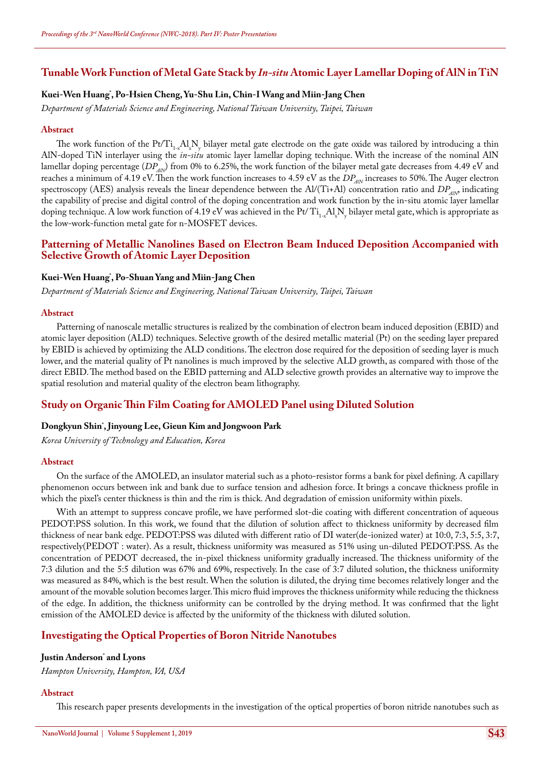## Tunable Work Function of Metal Gate Stack by *In-situ* Atomic Layer Lamellar Doping of AlN in TiN

**Kuei-Wen Huang\*, Po-Hsien Cheng, Yu-Shu Lin, Chin-I Wang and Miin-Jang Chen**

*Department of Materials Science and Engineering, National Taiwan University, Taipei, Taiwan*

### Abstract

The work function of the Pt/$Ti_{1-x}Al_xN_y$ bilayer metal gate electrode on the gate oxide was tailored by introducing a thin AlN-doped TiN interlayer using the *in-situ* atomic layer lamellar doping technique. With the increase of the nominal AlN lamellar doping percentage ($DP_{AlN}$) from 0% to 6.25%, the work function of the bilayer metal gate decreases from 4.49 eV and reaches a minimum of 4.19 eV. Then the work function increases to 4.59 eV as the $DP_{AlN}$ increases to 50%. The Auger electron spectroscopy (AES) analysis reveals the linear dependence between the Al/(Ti+Al) concentration ratio and $DP_{AlN}$, indicating the capability of precise and digital control of the doping concentration and work function by the in-situ atomic layer lamellar doping technique. A low work function of 4.19 eV was achieved in the Pt/ $Ti_{1-x}Al_xN_y$ bilayer metal gate, which is appropriate as the low-work-function metal gate for n-MOSFET devices.

## Patterning of Metallic Nanolines Based on Electron Beam Induced Deposition Accompanied with Selective Growth of Atomic Layer Deposition

**Kuei-Wen Huang\*, Po-Shuan Yang and Miin-Jang Chen**

*Department of Materials Science and Engineering, National Taiwan University, Taipei, Taiwan*

### Abstract

Patterning of nanoscale metallic structures is realized by the combination of electron beam induced deposition (EBID) and atomic layer deposition (ALD) techniques. Selective growth of the desired metallic material (Pt) on the seeding layer prepared by EBID is achieved by optimizing the ALD conditions. The electron dose required for the deposition of seeding layer is much lower, and the material quality of Pt nanolines is much improved by the selective ALD growth, as compared with those of the direct EBID. The method based on the EBID patterning and ALD selective growth provides an alternative way to improve the spatial resolution and material quality of the electron beam lithography.

## Study on Organic Thin Film Coating for AMOLED Panel using Diluted Solution

**Dongkyun Shin\*, Jinyoung Lee, Gieun Kim and Jongwoon Park**

*Korea University of Technology and Education, Korea*

### Abstract

On the surface of the AMOLED, an insulator material such as a photo-resistor forms a bank for pixel defining. A capillary phenomenon occurs between ink and bank due to surface tension and adhesion force. It brings a concave thickness profile in which the pixel's center thickness is thin and the rim is thick. And degradation of emission uniformity within pixels.

With an attempt to suppress concave profile, we have performed slot-die coating with different concentration of aqueous PEDOT:PSS solution. In this work, we found that the dilution of solution affect to thickness uniformity by decreased film thickness of near bank edge. PEDOT:PSS was diluted with different ratio of DI water(de-ionized water) at 10:0, 7:3, 5:5, 3:7, respectively(PEDOT : water). As a result, thickness uniformity was measured as 51% using un-diluted PEDOT:PSS. As the concentration of PEDOT decreased, the in-pixel thickness uniformity gradually increased. The thickness uniformity of the 7:3 dilution and the 5:5 dilution was 67% and 69%, respectively. In the case of 3:7 diluted solution, the thickness uniformity was measured as 84%, which is the best result. When the solution is diluted, the drying time becomes relatively longer and the amount of the movable solution becomes larger. This micro fluid improves the thickness uniformity while reducing the thickness of the edge. In addition, the thickness uniformity can be controlled by the drying method. It was confirmed that the light emission of the AMOLED device is affected by the uniformity of the thickness with diluted solution.

## Investigating the Optical Properties of Boron Nitride Nanotubes

**Justin Anderson\* and Lyons**

*Hampton University, Hampton, VA, USA*

### Abstract

This research paper presents developments in the investigation of the optical properties of boron nitride nanotubes such as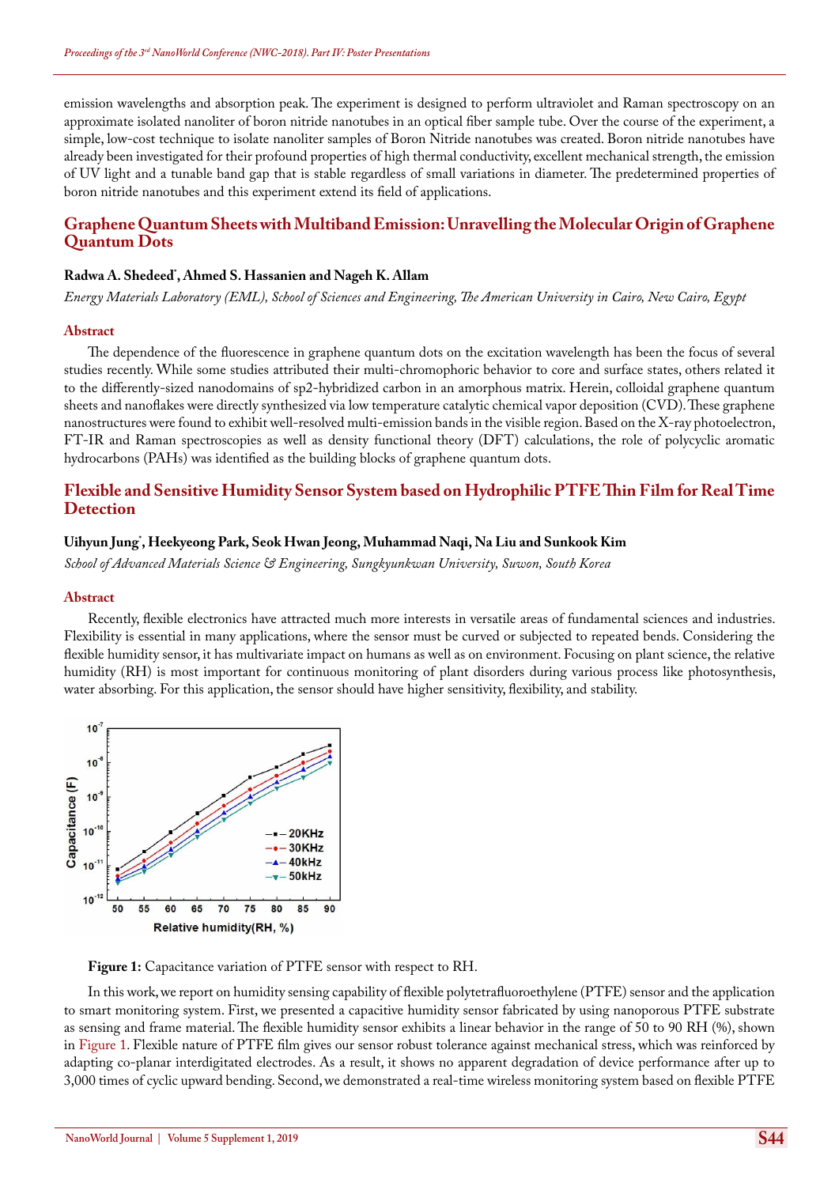emission wavelengths and absorption peak. The experiment is designed to perform ultraviolet and Raman spectroscopy on an approximate isolated nanoliter of boron nitride nanotubes in an optical fiber sample tube. Over the course of the experiment, a simple, low-cost technique to isolate nanoliter samples of Boron Nitride nanotubes was created. Boron nitride nanotubes have already been investigated for their profound properties of high thermal conductivity, excellent mechanical strength, the emission of UV light and a tunable band gap that is stable regardless of small variations in diameter. The predetermined properties of boron nitride nanotubes and this experiment extend its field of applications.

## Graphene Quantum Sheets with Multiband Emission: Unravelling the Molecular Origin of Graphene Quantum Dots

**Radwa A. Shedeed*, Ahmed S. Hassanien and Nageh K. Allam**

*Energy Materials Laboratory (EML), School of Sciences and Engineering, The American University in Cairo, New Cairo, Egypt*

### Abstract

The dependence of the fluorescence in graphene quantum dots on the excitation wavelength has been the focus of several studies recently. While some studies attributed their multi-chromophoric behavior to core and surface states, others related it to the differently-sized nanodomains of sp2-hybridized carbon in an amorphous matrix. Herein, colloidal graphene quantum sheets and nanoflakes were directly synthesized via low temperature catalytic chemical vapor deposition (CVD). These graphene nanostructures were found to exhibit well-resolved multi-emission bands in the visible region. Based on the X-ray photoelectron, FT-IR and Raman spectroscopies as well as density functional theory (DFT) calculations, the role of polycyclic aromatic hydrocarbons (PAHs) was identified as the building blocks of graphene quantum dots.

## Flexible and Sensitive Humidity Sensor System based on Hydrophilic PTFE Thin Film for Real Time Detection

**Uihyun Jung*, Heekyeong Park, Seok Hwan Jeong, Muhammad Naqi, Na Liu and Sunkook Kim**

*School of Advanced Materials Science & Engineering, Sungkyunkwan University, Suwon, South Korea*

### Abstract

Recently, flexible electronics have attracted much more interests in versatile areas of fundamental sciences and industries. Flexibility is essential in many applications, where the sensor must be curved or subjected to repeated bends. Considering the flexible humidity sensor, it has multivariate impact on humans as well as on environment. Focusing on plant science, the relative humidity (RH) is most important for continuous monitoring of plant disorders during various process like photosynthesis, water absorbing. For this application, the sensor should have higher sensitivity, flexibility, and stability.

**Figure 1:** Capacitance variation of PTFE sensor with respect to RH.

In this work, we report on humidity sensing capability of flexible polytetrafluoroethylene (PTFE) sensor and the application to smart monitoring system. First, we presented a capacitive humidity sensor fabricated by using nanoporous PTFE substrate as sensing and frame material. The flexible humidity sensor exhibits a linear behavior in the range of 50 to 90 RH (%), shown in Figure 1. Flexible nature of PTFE film gives our sensor robust tolerance against mechanical stress, which was reinforced by adapting co-planar interdigitated electrodes. As a result, it shows no apparent degradation of device performance after up to 3,000 times of cyclic upward bending. Second, we demonstrated a real-time wireless monitoring system based on flexible PTFE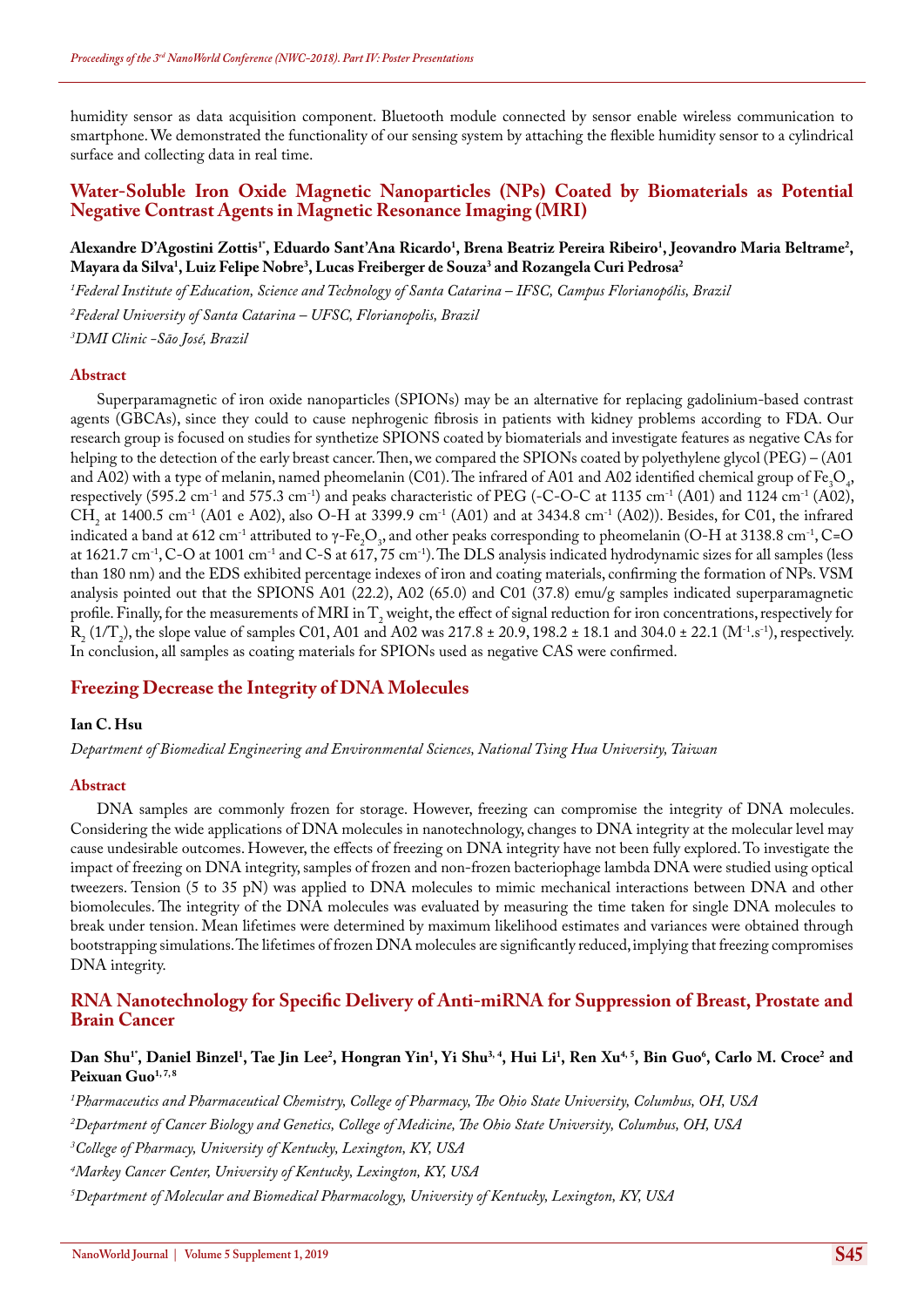humidity sensor as data acquisition component. Bluetooth module connected by sensor enable wireless communication to smartphone. We demonstrated the functionality of our sensing system by attaching the flexible humidity sensor to a cylindrical surface and collecting data in real time.

## Water-Soluble Iron Oxide Magnetic Nanoparticles (NPs) Coated by Biomaterials as Potential Negative Contrast Agents in Magnetic Resonance Imaging (MRI)

**Alexandre D'Agostini Zottis[1*], Eduardo Sant'Ana Ricardo[1], Brena Beatriz Pereira Ribeiro[1], Jeovandro Maria Beltrame[2], Mayara da Silva[1], Luiz Felipe Nobre[3], Lucas Freiberger de Souza[3] and Rozangela Curi Pedrosa[2]**

*[1]Federal Institute of Education, Science and Technology of Santa Catarina – IFSC, Campus Florianopólis, Brazil*

*[2]Federal University of Santa Catarina – UFSC, Florianopolis, Brazil*

*[3]DMI Clinic -São José, Brazil*

### Abstract

Superparamagnetic of iron oxide nanoparticles (SPIONs) may be an alternative for replacing gadolinium-based contrast agents (GBCAs), since they could to cause nephrogenic fibrosis in patients with kidney problems according to FDA. Our research group is focused on studies for synthetize SPIONS coated by biomaterials and investigate features as negative CAs for helping to the detection of the early breast cancer. Then, we compared the SPIONs coated by polyethylene glycol (PEG) – (A01 and A02) with a type of melanin, named pheomelanin (C01). The infrared of A01 and A02 identified chemical group of $Fe_3O_4$, respectively (595.2 $cm^{-1}$ and 575.3 $cm^{-1}$) and peaks characteristic of PEG (-C-O-C at 1135 $cm^{-1}$ (A01) and 1124 $cm^{-1}$ (A02), $CH_2$ at 1400.5 $cm^{-1}$ (A01 e A02), also O-H at 3399.9 $cm^{-1}$ (A01) and at 3434.8 $cm^{-1}$ (A02)). Besides, for C01, the infrared indicated a band at 612 $cm^{-1}$ attributed to $\gamma$-$Fe_2O_3$, and other peaks corresponding to pheomelanin (O-H at 3138.8 $cm^{-1}$, C=O at 1621.7 $cm^{-1}$, C-O at 1001 $cm^{-1}$ and C-S at 617, 75 $cm^{-1}$). The DLS analysis indicated hydrodynamic sizes for all samples (less than 180 nm) and the EDS exhibited percentage indexes of iron and coating materials, confirming the formation of NPs. VSM analysis pointed out that the SPIONS A01 (22.2), A02 (65.0) and C01 (37.8) emu/g samples indicated superparamagnetic profile. Finally, for the measurements of MRI in $T_2$ weight, the effect of signal reduction for iron concentrations, respectively for $R_2$ ($1/T_2$), the slope value of samples C01, A01 and A02 was 217.8 ± 20.9, 198.2 ± 18.1 and 304.0 ± 22.1 ($M^{-1}.s^{-1}$), respectively. In conclusion, all samples as coating materials for SPIONs used as negative CAS were confirmed.

## Freezing Decrease the Integrity of DNA Molecules

**Ian C. Hsu**

*Department of Biomedical Engineering and Environmental Sciences, National Tsing Hua University, Taiwan*

### Abstract

DNA samples are commonly frozen for storage. However, freezing can compromise the integrity of DNA molecules. Considering the wide applications of DNA molecules in nanotechnology, changes to DNA integrity at the molecular level may cause undesirable outcomes. However, the effects of freezing on DNA integrity have not been fully explored. To investigate the impact of freezing on DNA integrity, samples of frozen and non-frozen bacteriophage lambda DNA were studied using optical tweezers. Tension (5 to 35 pN) was applied to DNA molecules to mimic mechanical interactions between DNA and other biomolecules. The integrity of the DNA molecules was evaluated by measuring the time taken for single DNA molecules to break under tension. Mean lifetimes were determined by maximum likelihood estimates and variances were obtained through bootstrapping simulations. The lifetimes of frozen DNA molecules are significantly reduced, implying that freezing compromises DNA integrity.

## RNA Nanotechnology for Specific Delivery of Anti-miRNA for Suppression of Breast, Prostate and Brain Cancer

**Dan Shu[1*], Daniel Binzel[1], Tae Jin Lee[2], Hongran Yin[1], Yi Shu[3,4], Hui Li[1], Ren Xu[4,5], Bin Guo[6], Carlo M. Croce[2] and Peixuan Guo[1,7,8]**

*[1]Pharmaceutics and Pharmaceutical Chemistry, College of Pharmacy, The Ohio State University, Columbus, OH, USA*

*[2]Department of Cancer Biology and Genetics, College of Medicine, The Ohio State University, Columbus, OH, USA*

*[3]College of Pharmacy, University of Kentucky, Lexington, KY, USA*

*[4]Markey Cancer Center, University of Kentucky, Lexington, KY, USA*

*[5]Department of Molecular and Biomedical Pharmacology, University of Kentucky, Lexington, KY, USA*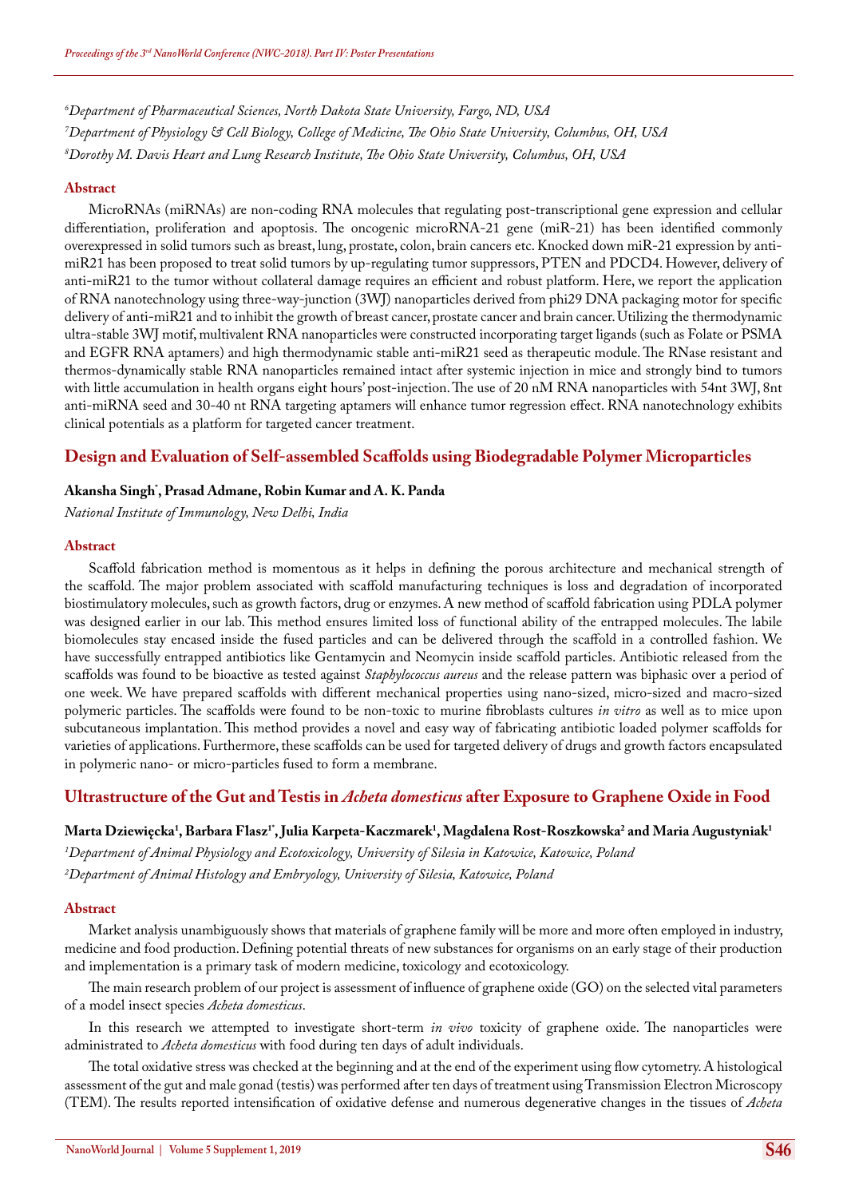[6]Department of Pharmaceutical Sciences, North Dakota State University, Fargo, ND, USA

[7]Department of Physiology & Cell Biology, College of Medicine, The Ohio State University, Columbus, OH, USA

[8]Dorothy M. Davis Heart and Lung Research Institute, The Ohio State University, Columbus, OH, USA

#### Abstract

MicroRNAs (miRNAs) are non-coding RNA molecules that regulating post-transcriptional gene expression and cellular differentiation, proliferation and apoptosis. The oncogenic microRNA-21 gene (miR-21) has been identified commonly overexpressed in solid tumors such as breast, lung, prostate, colon, brain cancers etc. Knocked down miR-21 expression by anti-miR21 has been proposed to treat solid tumors by up-regulating tumor suppressors, PTEN and PDCD4. However, delivery of anti-miR21 to the tumor without collateral damage requires an efficient and robust platform. Here, we report the application of RNA nanotechnology using three-way-junction (3WJ) nanoparticles derived from phi29 DNA packaging motor for specific delivery of anti-miR21 and to inhibit the growth of breast cancer, prostate cancer and brain cancer. Utilizing the thermodynamic ultra-stable 3WJ motif, multivalent RNA nanoparticles were constructed incorporating target ligands (such as Folate or PSMA and EGFR RNA aptamers) and high thermodynamic stable anti-miR21 seed as therapeutic module. The RNase resistant and thermos-dynamically stable RNA nanoparticles remained intact after systemic injection in mice and strongly bind to tumors with little accumulation in health organs eight hours' post-injection. The use of 20 nM RNA nanoparticles with 54nt 3WJ, 8nt anti-miRNA seed and 30-40 nt RNA targeting aptamers will enhance tumor regression effect. RNA nanotechnology exhibits clinical potentials as a platform for targeted cancer treatment.

## Design and Evaluation of Self-assembled Scaffolds using Biodegradable Polymer Microparticles

**Akansha Singh*, Prasad Admane, Robin Kumar and A. K. Panda**

*National Institute of Immunology, New Delhi, India*

#### Abstract

Scaffold fabrication method is momentous as it helps in defining the porous architecture and mechanical strength of the scaffold. The major problem associated with scaffold manufacturing techniques is loss and degradation of incorporated biostimulatory molecules, such as growth factors, drug or enzymes. A new method of scaffold fabrication using PDLA polymer was designed earlier in our lab. This method ensures limited loss of functional ability of the entrapped molecules. The labile biomolecules stay encased inside the fused particles and can be delivered through the scaffold in a controlled fashion. We have successfully entrapped antibiotics like Gentamycin and Neomycin inside scaffold particles. Antibiotic released from the scaffolds was found to be bioactive as tested against *Staphylococcus aureus* and the release pattern was biphasic over a period of one week. We have prepared scaffolds with different mechanical properties using nano-sized, micro-sized and macro-sized polymeric particles. The scaffolds were found to be non-toxic to murine fibroblasts cultures *in vitro* as well as to mice upon subcutaneous implantation. This method provides a novel and easy way of fabricating antibiotic loaded polymer scaffolds for varieties of applications. Furthermore, these scaffolds can be used for targeted delivery of drugs and growth factors encapsulated in polymeric nano- or micro-particles fused to form a membrane.

## Ultrastructure of the Gut and Testis in *Acheta domesticus* after Exposure to Graphene Oxide in Food

**Marta Dziewięcka[1], Barbara Flasz[1*], Julia Karpeta-Kaczmarek[1], Magdalena Rost-Roszkowska[2] and Maria Augustyniak[1]**

[1]Department of Animal Physiology and Ecotoxicology, University of Silesia in Katowice, Katowice, Poland

[2]Department of Animal Histology and Embryology, University of Silesia, Katowice, Poland

#### Abstract

Market analysis unambiguously shows that materials of graphene family will be more and more often employed in industry, medicine and food production. Defining potential threats of new substances for organisms on an early stage of their production and implementation is a primary task of modern medicine, toxicology and ecotoxicology.

The main research problem of our project is assessment of influence of graphene oxide (GO) on the selected vital parameters of a model insect species *Acheta domesticus*.

In this research we attempted to investigate short-term *in vivo* toxicity of graphene oxide. The nanoparticles were administrated to *Acheta domesticus* with food during ten days of adult individuals.

The total oxidative stress was checked at the beginning and at the end of the experiment using flow cytometry. A histological assessment of the gut and male gonad (testis) was performed after ten days of treatment using Transmission Electron Microscopy (TEM). The results reported intensification of oxidative defense and numerous degenerative changes in the tissues of *Acheta*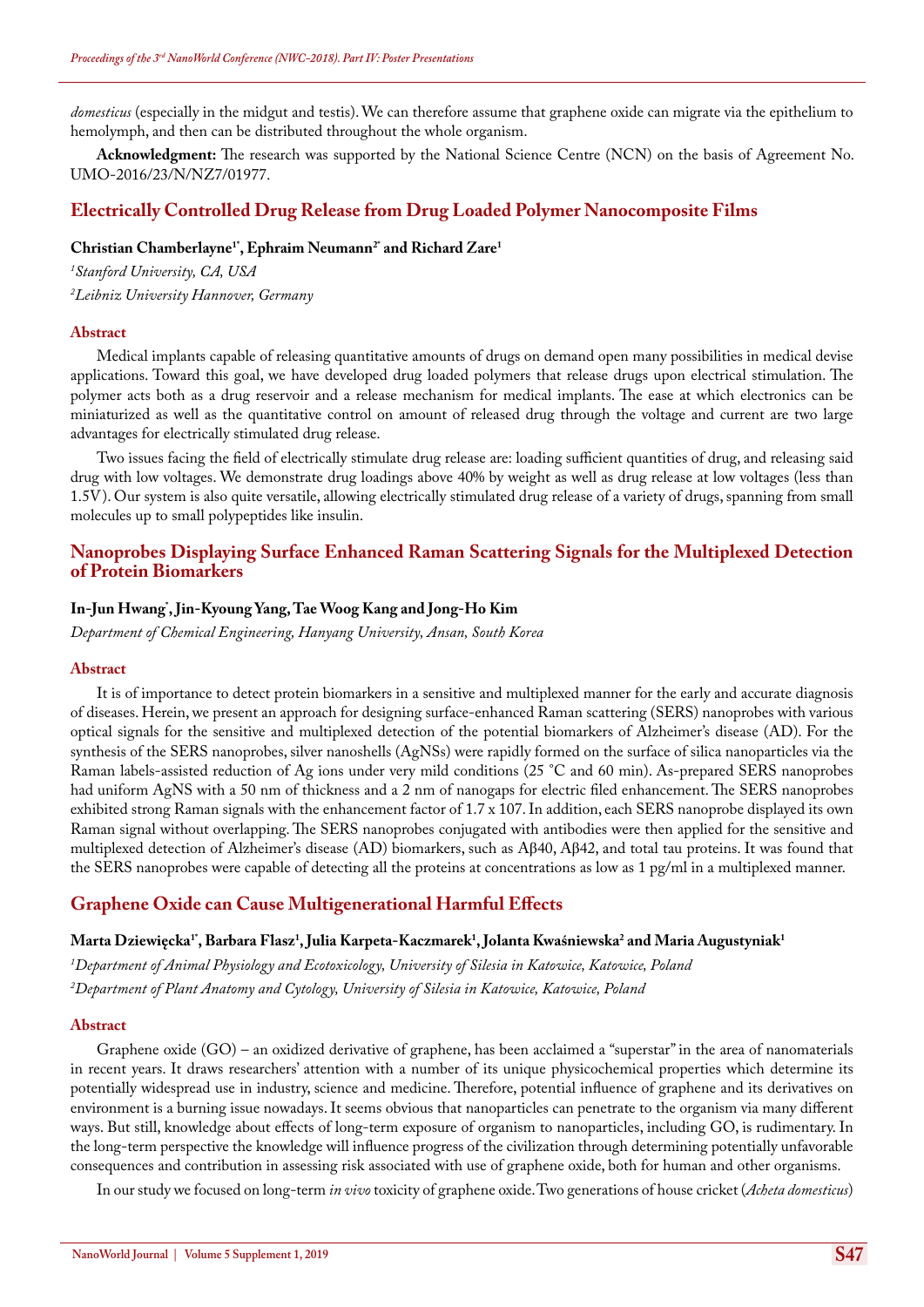*domesticus* (especially in the midgut and testis). We can therefore assume that graphene oxide can migrate via the epithelium to hemolymph, and then can be distributed throughout the whole organism.

**Acknowledgment:** The research was supported by the National Science Centre (NCN) on the basis of Agreement No. UMO-2016/23/N/NZ7/01977.

## Electrically Controlled Drug Release from Drug Loaded Polymer Nanocomposite Films

**Christian Chamberlayne[1*], Ephraim Neumann[2*] and Richard Zare[1]**

*[1]Stanford University, CA, USA*

*[2]Leibniz University Hannover, Germany*

### Abstract

Medical implants capable of releasing quantitative amounts of drugs on demand open many possibilities in medical devise applications. Toward this goal, we have developed drug loaded polymers that release drugs upon electrical stimulation. The polymer acts both as a drug reservoir and a release mechanism for medical implants. The ease at which electronics can be miniaturized as well as the quantitative control on amount of released drug through the voltage and current are two large advantages for electrically stimulated drug release.

Two issues facing the field of electrically stimulate drug release are: loading sufficient quantities of drug, and releasing said drug with low voltages. We demonstrate drug loadings above 40% by weight as well as drug release at low voltages (less than 1.5V). Our system is also quite versatile, allowing electrically stimulated drug release of a variety of drugs, spanning from small molecules up to small polypeptides like insulin.

## Nanoprobes Displaying Surface Enhanced Raman Scattering Signals for the Multiplexed Detection of Protein Biomarkers

**In-Jun Hwang[*], Jin-Kyoung Yang, Tae Woog Kang and Jong-Ho Kim**

*Department of Chemical Engineering, Hanyang University, Ansan, South Korea*

### Abstract

It is of importance to detect protein biomarkers in a sensitive and multiplexed manner for the early and accurate diagnosis of diseases. Herein, we present an approach for designing surface-enhanced Raman scattering (SERS) nanoprobes with various optical signals for the sensitive and multiplexed detection of the potential biomarkers of Alzheimer's disease (AD). For the synthesis of the SERS nanoprobes, silver nanoshells (AgNSs) were rapidly formed on the surface of silica nanoparticles via the Raman labels-assisted reduction of Ag ions under very mild conditions (25 °C and 60 min). As-prepared SERS nanoprobes had uniform AgNS with a 50 nm of thickness and a 2 nm of nanogaps for electric filed enhancement. The SERS nanoprobes exhibited strong Raman signals with the enhancement factor of 1.7 x 107. In addition, each SERS nanoprobe displayed its own Raman signal without overlapping. The SERS nanoprobes conjugated with antibodies were then applied for the sensitive and multiplexed detection of Alzheimer's disease (AD) biomarkers, such as Aβ40, Aβ42, and total tau proteins. It was found that the SERS nanoprobes were capable of detecting all the proteins at concentrations as low as 1 pg/ml in a multiplexed manner.

## Graphene Oxide can Cause Multigenerational Harmful Effects

**Marta Dziewięcka[1*], Barbara Flasz[1], Julia Karpeta-Kaczmarek[1], Jolanta Kwaśniewska[2] and Maria Augustyniak[1]**

*[1]Department of Animal Physiology and Ecotoxicology, University of Silesia in Katowice, Katowice, Poland*

*[2]Department of Plant Anatomy and Cytology, University of Silesia in Katowice, Katowice, Poland*

### Abstract

Graphene oxide (GO) – an oxidized derivative of graphene, has been acclaimed a "superstar" in the area of nanomaterials in recent years. It draws researchers' attention with a number of its unique physicochemical properties which determine its potentially widespread use in industry, science and medicine. Therefore, potential influence of graphene and its derivatives on environment is a burning issue nowadays. It seems obvious that nanoparticles can penetrate to the organism via many different ways. But still, knowledge about effects of long-term exposure of organism to nanoparticles, including GO, is rudimentary. In the long-term perspective the knowledge will influence progress of the civilization through determining potentially unfavorable consequences and contribution in assessing risk associated with use of graphene oxide, both for human and other organisms.

In our study we focused on long-term *in vivo* toxicity of graphene oxide. Two generations of house cricket (*Acheta domesticus*)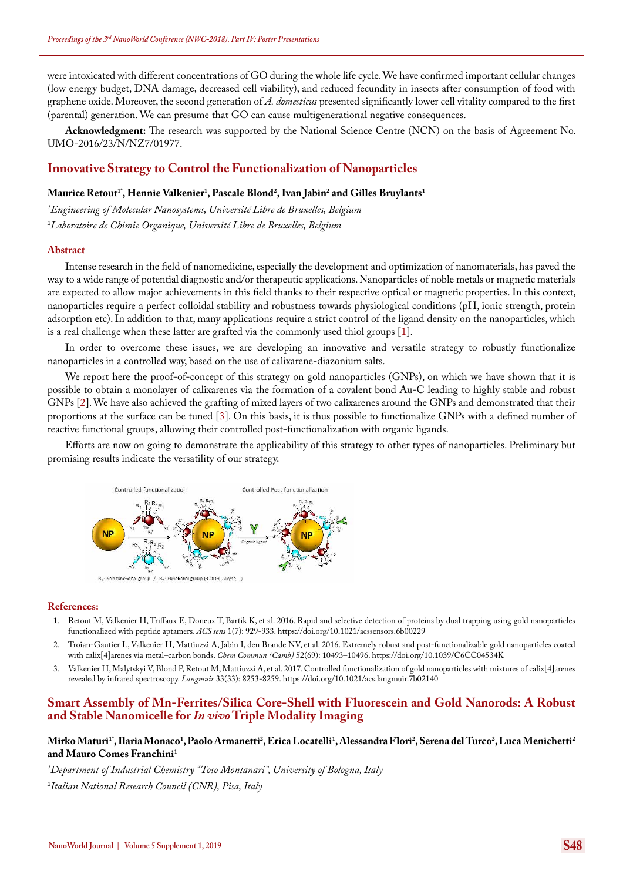were intoxicated with different concentrations of GO during the whole life cycle. We have confirmed important cellular changes (low energy budget, DNA damage, decreased cell viability), and reduced fecundity in insects after consumption of food with graphene oxide. Moreover, the second generation of *A. domesticus* presented significantly lower cell vitality compared to the first (parental) generation. We can presume that GO can cause multigenerational negative consequences.

**Acknowledgment:** The research was supported by the National Science Centre (NCN) on the basis of Agreement No. UMO-2016/23/N/NZ7/01977.

## Innovative Strategy to Control the Functionalization of Nanoparticles

**Maurice Retout[1*], Hennie Valkenier[1], Pascale Blond[2], Ivan Jabin[2] and Gilles Bruylants[1]**

[1]*Engineering of Molecular Nanosystems, Université Libre de Bruxelles, Belgium*

[2]*Laboratoire de Chimie Organique, Université Libre de Bruxelles, Belgium*

### Abstract

Intense research in the field of nanomedicine, especially the development and optimization of nanomaterials, has paved the way to a wide range of potential diagnostic and/or therapeutic applications. Nanoparticles of noble metals or magnetic materials are expected to allow major achievements in this field thanks to their respective optical or magnetic properties. In this context, nanoparticles require a perfect colloidal stability and robustness towards physiological conditions (pH, ionic strength, protein adsorption etc). In addition to that, many applications require a strict control of the ligand density on the nanoparticles, which is a real challenge when these latter are grafted via the commonly used thiol groups [1].

In order to overcome these issues, we are developing an innovative and versatile strategy to robustly functionalize nanoparticles in a controlled way, based on the use of calixarene-diazonium salts.

We report here the proof-of-concept of this strategy on gold nanoparticles (GNPs), on which we have shown that it is possible to obtain a monolayer of calixarenes via the formation of a covalent bond Au-C leading to highly stable and robust GNPs [2]. We have also achieved the grafting of mixed layers of two calixarenes around the GNPs and demonstrated that their proportions at the surface can be tuned [3]. On this basis, it is thus possible to functionalize GNPs with a defined number of reactive functional groups, allowing their controlled post-functionalization with organic ligands.

Efforts are now on going to demonstrate the applicability of this strategy to other types of nanoparticles. Preliminary but promising results indicate the versatility of our strategy.

### References:

1. Retout M, Valkenier H, Triffaux E, Doneux T, Bartik K, et al. 2016. Rapid and selective detection of proteins by dual trapping using gold nanoparticles functionalized with peptide aptamers. *ACS sens* 1(7): 929-933. https://doi.org/10.1021/acssensors.6b00229
2. Troian-Gautier L, Valkenier H, Mattiuzzi A, Jabin I, den Brande NV, et al. 2016. Extremely robust and post-functionalizable gold nanoparticles coated with calix[4]arenes via metal–carbon bonds. *Chem Commun (Camb)* 52(69): 10493–10496. https://doi.org/10.1039/C6CC04534K
3. Valkenier H, Malytskyi V, Blond P, Retout M, Mattiuzzi A, et al. 2017. Controlled functionalization of gold nanoparticles with mixtures of calix[4]arenes revealed by infrared spectroscopy. *Langmuir* 33(33): 8253-8259. https://doi.org/10.1021/acs.langmuir.7b02140

## Smart Assembly of Mn-Ferrites/Silica Core-Shell with Fluorescein and Gold Nanorods: A Robust and Stable Nanomicelle for *In vivo* Triple Modality Imaging

**Mirko Maturi[1*], Ilaria Monaco[1], Paolo Armanetti[2], Erica Locatelli[1], Alessandra Flori[2], Serena del Turco[2], Luca Menichetti[2] and Mauro Comes Franchini[1]**

[1]*Department of Industrial Chemistry "Toso Montanari", University of Bologna, Italy*

[2]*Italian National Research Council (CNR), Pisa, Italy*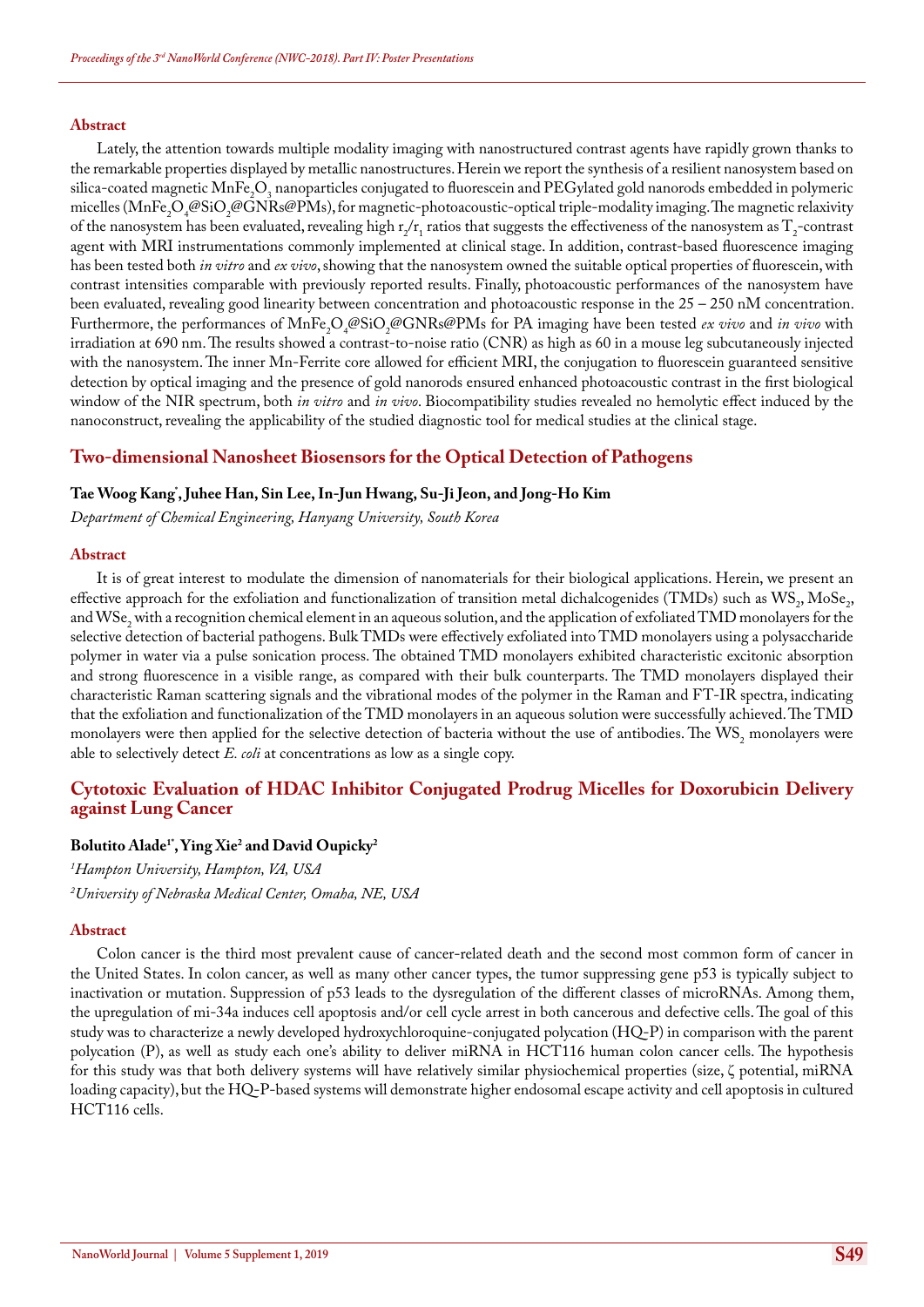#### Abstract

Lately, the attention towards multiple modality imaging with nanostructured contrast agents have rapidly grown thanks to the remarkable properties displayed by metallic nanostructures. Herein we report the synthesis of a resilient nanosystem based on silica-coated magnetic $MnFe_2O_3$ nanoparticles conjugated to fluorescein and PEGylated gold nanorods embedded in polymeric micelles ($MnFe_2O_4$@$SiO_2$@GNRs@PMs), for magnetic-photoacoustic-optical triple-modality imaging. The magnetic relaxivity of the nanosystem has been evaluated, revealing high $r_2/r_1$ ratios that suggests the effectiveness of the nanosystem as $T_2$-contrast agent with MRI instrumentations commonly implemented at clinical stage. In addition, contrast-based fluorescence imaging has been tested both *in vitro* and *ex vivo*, showing that the nanosystem owned the suitable optical properties of fluorescein, with contrast intensities comparable with previously reported results. Finally, photoacoustic performances of the nanosystem have been evaluated, revealing good linearity between concentration and photoacoustic response in the 25 – 250 nM concentration. Furthermore, the performances of $MnFe_2O_4$@$SiO_2$@GNRs@PMs for PA imaging have been tested *ex vivo* and *in vivo* with irradiation at 690 nm. The results showed a contrast-to-noise ratio (CNR) as high as 60 in a mouse leg subcutaneously injected with the nanosystem. The inner Mn-Ferrite core allowed for efficient MRI, the conjugation to fluorescein guaranteed sensitive detection by optical imaging and the presence of gold nanorods ensured enhanced photoacoustic contrast in the first biological window of the NIR spectrum, both *in vitro* and *in vivo*. Biocompatibility studies revealed no hemolytic effect induced by the nanoconstruct, revealing the applicability of the studied diagnostic tool for medical studies at the clinical stage.

## Two-dimensional Nanosheet Biosensors for the Optical Detection of Pathogens

**Tae Woog Kang*, Juhee Han, Sin Lee, In-Jun Hwang, Su-Ji Jeon, and Jong-Ho Kim**

*Department of Chemical Engineering, Hanyang University, South Korea*

#### Abstract

It is of great interest to modulate the dimension of nanomaterials for their biological applications. Herein, we present an effective approach for the exfoliation and functionalization of transition metal dichalcogenides (TMDs) such as $WS_2$, $MoSe_2$, and $WSe_2$ with a recognition chemical element in an aqueous solution, and the application of exfoliated TMD monolayers for the selective detection of bacterial pathogens. Bulk TMDs were effectively exfoliated into TMD monolayers using a polysaccharide polymer in water via a pulse sonication process. The obtained TMD monolayers exhibited characteristic excitonic absorption and strong fluorescence in a visible range, as compared with their bulk counterparts. The TMD monolayers displayed their characteristic Raman scattering signals and the vibrational modes of the polymer in the Raman and FT-IR spectra, indicating that the exfoliation and functionalization of the TMD monolayers in an aqueous solution were successfully achieved. The TMD monolayers were then applied for the selective detection of bacteria without the use of antibodies. The $WS_2$ monolayers were able to selectively detect *E. coli* at concentrations as low as a single copy.

## Cytotoxic Evaluation of HDAC Inhibitor Conjugated Prodrug Micelles for Doxorubicin Delivery against Lung Cancer

**Bolutito Alade[1*], Ying Xie[2] and David Oupicky[2]**

[1]*Hampton University, Hampton, VA, USA*

[2]*University of Nebraska Medical Center, Omaha, NE, USA*

#### Abstract

Colon cancer is the third most prevalent cause of cancer-related death and the second most common form of cancer in the United States. In colon cancer, as well as many other cancer types, the tumor suppressing gene p53 is typically subject to inactivation or mutation. Suppression of p53 leads to the dysregulation of the different classes of microRNAs. Among them, the upregulation of mi-34a induces cell apoptosis and/or cell cycle arrest in both cancerous and defective cells. The goal of this study was to characterize a newly developed hydroxychloroquine-conjugated polycation (HQ-P) in comparison with the parent polycation (P), as well as study each one's ability to deliver miRNA in HCT116 human colon cancer cells. The hypothesis for this study was that both delivery systems will have relatively similar physiochemical properties (size, ζ potential, miRNA loading capacity), but the HQ-P-based systems will demonstrate higher endosomal escape activity and cell apoptosis in cultured HCT116 cells.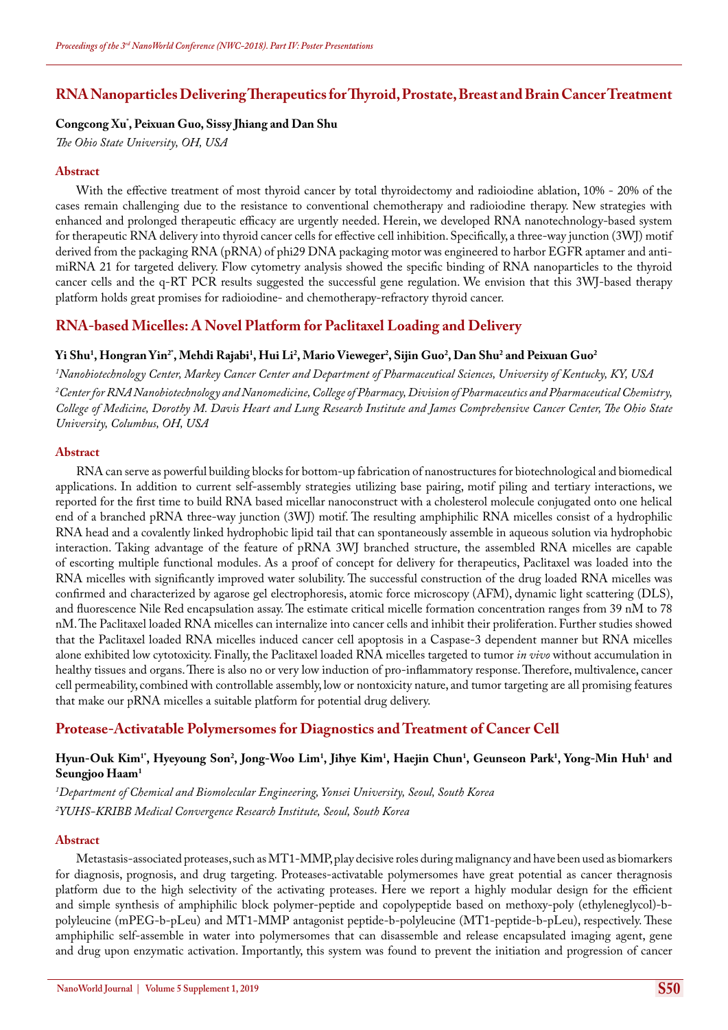## RNA Nanoparticles Delivering Therapeutics for Thyroid, Prostate, Breast and Brain Cancer Treatment

**Congcong Xu*, Peixuan Guo, Sissy Jhiang and Dan Shu**

*The Ohio State University, OH, USA*

### Abstract

With the effective treatment of most thyroid cancer by total thyroidectomy and radioiodine ablation, 10% - 20% of the cases remain challenging due to the resistance to conventional chemotherapy and radioiodine therapy. New strategies with enhanced and prolonged therapeutic efficacy are urgently needed. Herein, we developed RNA nanotechnology-based system for therapeutic RNA delivery into thyroid cancer cells for effective cell inhibition. Specifically, a three-way junction (3WJ) motif derived from the packaging RNA (pRNA) of phi29 DNA packaging motor was engineered to harbor EGFR aptamer and anti-miRNA 21 for targeted delivery. Flow cytometry analysis showed the specific binding of RNA nanoparticles to the thyroid cancer cells and the q-RT PCR results suggested the successful gene regulation. We envision that this 3WJ-based therapy platform holds great promises for radioiodine- and chemotherapy-refractory thyroid cancer.

## RNA-based Micelles: A Novel Platform for Paclitaxel Loading and Delivery

**Yi Shu[1], Hongran Yin[2*], Mehdi Rajabi[1], Hui Li[2], Mario Vieweger[2], Sijin Guo[2], Dan Shu[2] and Peixuan Guo[2]**

[1]*Nanobiotechnology Center, Markey Cancer Center and Department of Pharmaceutical Sciences, University of Kentucky, KY, USA*

[2]*Center for RNA Nanobiotechnology and Nanomedicine, College of Pharmacy, Division of Pharmaceutics and Pharmaceutical Chemistry, College of Medicine, Dorothy M. Davis Heart and Lung Research Institute and James Comprehensive Cancer Center, The Ohio State University, Columbus, OH, USA*

### Abstract

RNA can serve as powerful building blocks for bottom-up fabrication of nanostructures for biotechnological and biomedical applications. In addition to current self-assembly strategies utilizing base pairing, motif piling and tertiary interactions, we reported for the first time to build RNA based micellar nanoconstruct with a cholesterol molecule conjugated onto one helical end of a branched pRNA three-way junction (3WJ) motif. The resulting amphiphilic RNA micelles consist of a hydrophilic RNA head and a covalently linked hydrophobic lipid tail that can spontaneously assemble in aqueous solution via hydrophobic interaction. Taking advantage of the feature of pRNA 3WJ branched structure, the assembled RNA micelles are capable of escorting multiple functional modules. As a proof of concept for delivery for therapeutics, Paclitaxel was loaded into the RNA micelles with significantly improved water solubility. The successful construction of the drug loaded RNA micelles was confirmed and characterized by agarose gel electrophoresis, atomic force microscopy (AFM), dynamic light scattering (DLS), and fluorescence Nile Red encapsulation assay. The estimate critical micelle formation concentration ranges from 39 nM to 78 nM. The Paclitaxel loaded RNA micelles can internalize into cancer cells and inhibit their proliferation. Further studies showed that the Paclitaxel loaded RNA micelles induced cancer cell apoptosis in a Caspase-3 dependent manner but RNA micelles alone exhibited low cytotoxicity. Finally, the Paclitaxel loaded RNA micelles targeted to tumor *in vivo* without accumulation in healthy tissues and organs. There is also no or very low induction of pro-inflammatory response. Therefore, multivalence, cancer cell permeability, combined with controllable assembly, low or nontoxicity nature, and tumor targeting are all promising features that make our pRNA micelles a suitable platform for potential drug delivery.

## Protease-Activatable Polymersomes for Diagnostics and Treatment of Cancer Cell

**Hyun-Ouk Kim[1*], Hyeyoung Son[2], Jong-Woo Lim[1], Jihye Kim[1], Haejin Chun[1], Geunseon Park[1], Yong-Min Huh[1] and Seungjoo Haam[1]**

[1]*Department of Chemical and Biomolecular Engineering, Yonsei University, Seoul, South Korea*

[2]*YUHS-KRIBB Medical Convergence Research Institute, Seoul, South Korea*

### Abstract

Metastasis-associated proteases, such as MT1-MMP, play decisive roles during malignancy and have been used as biomarkers for diagnosis, prognosis, and drug targeting. Proteases-activatable polymersomes have great potential as cancer theragnosis platform due to the high selectivity of the activating proteases. Here we report a highly modular design for the efficient and simple synthesis of amphiphilic block polymer-peptide and copolypeptide based on methoxy-poly (ethyleneglycol)-b-polyleucine (mPEG-b-pLeu) and MT1-MMP antagonist peptide-b-polyleucine (MT1-peptide-b-pLeu), respectively. These amphiphilic self-assemble in water into polymersomes that can disassemble and release encapsulated imaging agent, gene and drug upon enzymatic activation. Importantly, this system was found to prevent the initiation and progression of cancer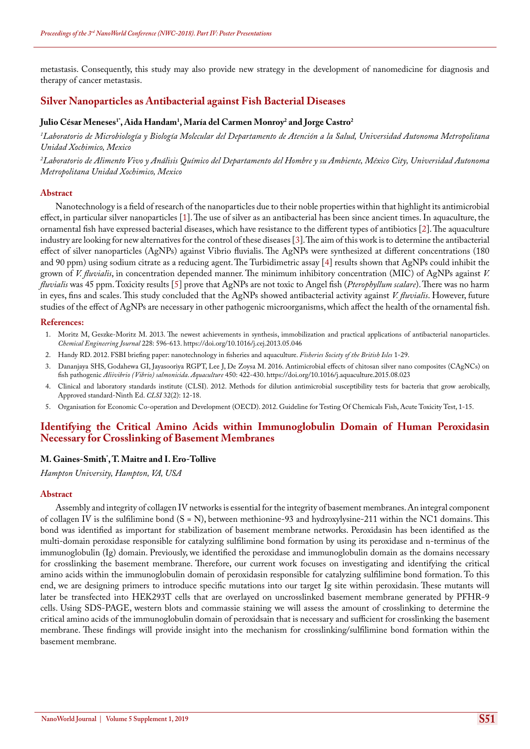metastasis. Consequently, this study may also provide new strategy in the development of nanomedicine for diagnosis and therapy of cancer metastasis.

## Silver Nanoparticles as Antibacterial against Fish Bacterial Diseases

**Julio César Meneses[1*], Aida Handam[1], María del Carmen Monroy[2] and Jorge Castro[2]**

*[1]Laboratorio de Microbiología y Biología Molecular del Departamento de Atención a la Salud, Universidad Autonoma Metropolitana Unidad Xochimico, Mexico*

*[2]Laboratorio de Alimento Vivo y Análisis Químico del Departamento del Hombre y su Ambiente, México City, Universidad Autonoma Metropolitana Unidad Xochimico, Mexico*

### Abstract

Nanotechnology is a field of research of the nanoparticles due to their noble properties within that highlight its antimicrobial effect, in particular silver nanoparticles [1]. The use of silver as an antibacterial has been since ancient times. In aquaculture, the ornamental fish have expressed bacterial diseases, which have resistance to the different types of antibiotics [2]. The aquaculture industry are looking for new alternatives for the control of these diseases [3]. The aim of this work is to determine the antibacterial effect of silver nanoparticles (AgNPs) against Vibrio fluvialis. The AgNPs were synthesized at different concentrations (180 and 90 ppm) using sodium citrate as a reducing agent. The Turbidimetric assay [4] results shown that AgNPs could inhibit the grown of *V. fluvialis*, in concentration depended manner. The minimum inhibitory concentration (MIC) of AgNPs against *V. fluvialis* was 45 ppm. Toxicity results [5] prove that AgNPs are not toxic to Angel fish (*Pterophyllum scalare*). There was no harm in eyes, fins and scales. This study concluded that the AgNPs showed antibacterial activity against *V. fluvialis*. However, future studies of the effect of AgNPs are necessary in other pathogenic microorganisms, which affect the health of the ornamental fish.

### References:

1. Moritz M, Geszke-Moritz M. 2013. The newest achievements in synthesis, immobilization and practical applications of antibacterial nanoparticles. *Chemical Engineering Journal* 228: 596-613. https://doi.org/10.1016/j.cej.2013.05.046
2. Handy RD. 2012. FSBI briefing paper: nanotechnology in fisheries and aquaculture. *Fisheries Society of the British Isles* 1-29.
3. Dananjaya SHS, Godahewa GI, Jayasooriya RGPT, Lee J, De Zoysa M. 2016. Antimicrobial effects of chitosan silver nano composites (CAgNCs) on fish pathogenic *Aliivibrio (Vibrio) salmonicida*. *Aquaculture* 450: 422-430. https://doi.org/10.1016/j.aquaculture.2015.08.023
4. Clinical and laboratory standards institute (CLSI). 2012. Methods for dilution antimicrobial susceptibility tests for bacteria that grow aerobically, Approved standard-Ninth Ed. *CLSI* 32(2): 12-18.
5. Organisation for Economic Co-operation and Development (OECD). 2012. Guideline for Testing Of Chemicals Fish, Acute Toxicity Test, 1-15.

## Identifying the Critical Amino Acids within Immunoglobulin Domain of Human Peroxidasin Necessary for Crosslinking of Basement Membranes

**M. Gaines-Smith*, T. Maitre and I. Ero-Tollive**

*Hampton University, Hampton, VA, USA*

### Abstract

Assembly and integrity of collagen IV networks is essential for the integrity of basement membranes. An integral component of collagen IV is the sulfilimine bond (S = N), between methionine-93 and hydroxylysine-211 within the NC1 domains. This bond was identified as important for stabilization of basement membrane networks. Peroxidasin has been identified as the multi-domain peroxidase responsible for catalyzing sulfilimine bond formation by using its peroxidase and n-terminus of the immunoglobulin (Ig) domain. Previously, we identified the peroxidase and immunoglobulin domain as the domains necessary for crosslinking the basement membrane. Therefore, our current work focuses on investigating and identifying the critical amino acids within the immunoglobulin domain of peroxidasin responsible for catalyzing sulfilimine bond formation. To this end, we are designing primers to introduce specific mutations into our target Ig site within peroxidasin. These mutants will later be transfected into HEK293T cells that are overlayed on uncrosslinked basement membrane generated by PFHR-9 cells. Using SDS-PAGE, western blots and commassie staining we will assess the amount of crosslinking to determine the critical amino acids of the immunoglobulin domain of peroxidsain that is necessary and sufficient for crosslinking the basement membrane. These findings will provide insight into the mechanism for crosslinking/sulfilimine bond formation within the basement membrane.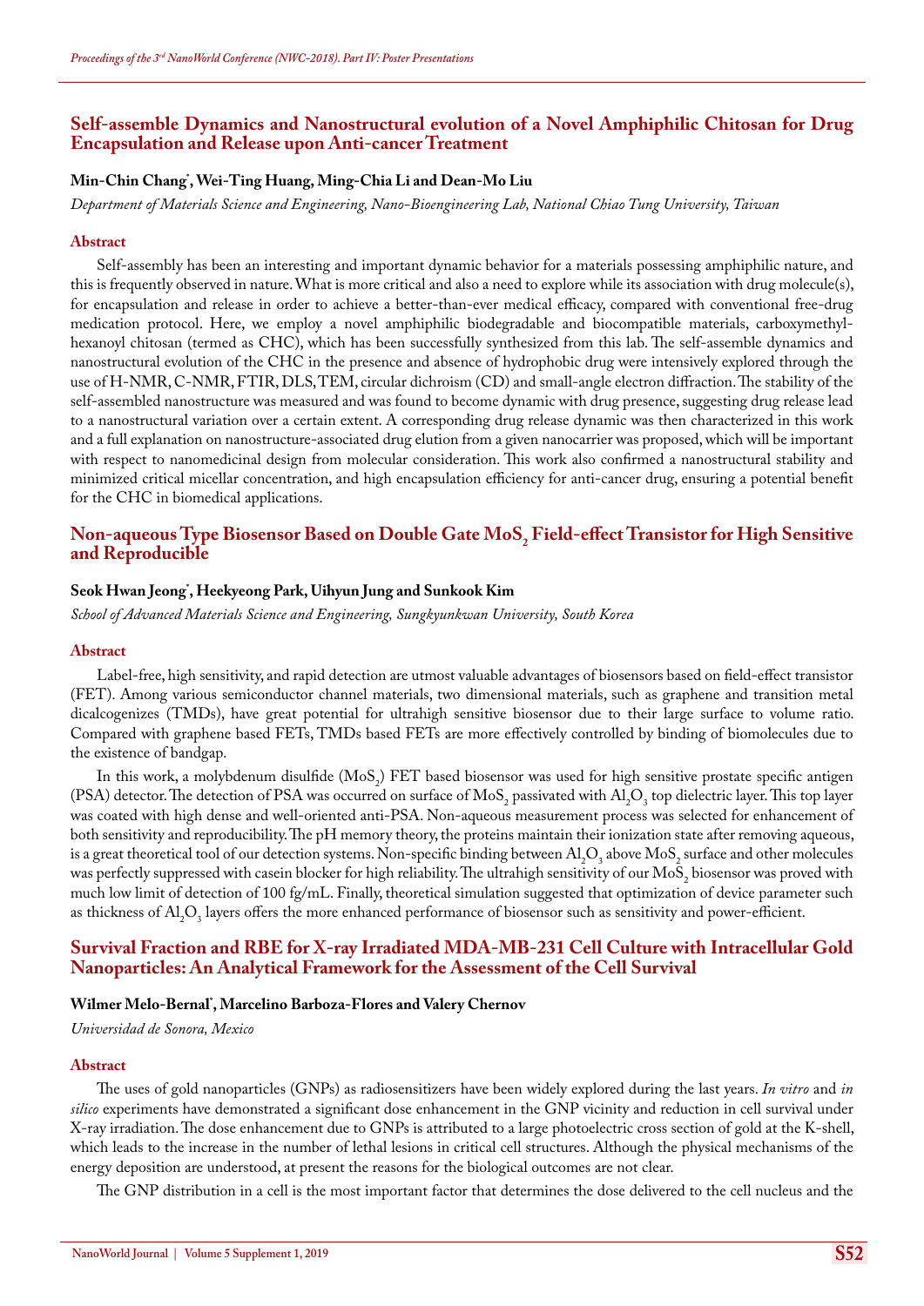## Self-assemble Dynamics and Nanostructural evolution of a Novel Amphiphilic Chitosan for Drug Encapsulation and Release upon Anti-cancer Treatment

**Min-Chin Chang\*, Wei-Ting Huang, Ming-Chia Li and Dean-Mo Liu**

*Department of Materials Science and Engineering, Nano-Bioengineering Lab, National Chiao Tung University, Taiwan*

### Abstract

Self-assembly has been an interesting and important dynamic behavior for a materials possessing amphiphilic nature, and this is frequently observed in nature. What is more critical and also a need to explore while its association with drug molecule(s), for encapsulation and release in order to achieve a better-than-ever medical efficacy, compared with conventional free-drug medication protocol. Here, we employ a novel amphiphilic biodegradable and biocompatible materials, carboxymethyl-hexanoyl chitosan (termed as CHC), which has been successfully synthesized from this lab. The self-assemble dynamics and nanostructural evolution of the CHC in the presence and absence of hydrophobic drug were intensively explored through the use of H-NMR, C-NMR, FTIR, DLS, TEM, circular dichroism (CD) and small-angle electron diffraction. The stability of the self-assembled nanostructure was measured and was found to become dynamic with drug presence, suggesting drug release lead to a nanostructural variation over a certain extent. A corresponding drug release dynamic was then characterized in this work and a full explanation on nanostructure-associated drug elution from a given nanocarrier was proposed, which will be important with respect to nanomedicinal design from molecular consideration. This work also confirmed a nanostructural stability and minimized critical micellar concentration, and high encapsulation efficiency for anti-cancer drug, ensuring a potential benefit for the CHC in biomedical applications.

## Non-aqueous Type Biosensor Based on Double Gate $MoS_2$ Field-effect Transistor for High Sensitive and Reproducible

**Seok Hwan Jeong\*, Heekyeong Park, Uihyun Jung and Sunkook Kim**

*School of Advanced Materials Science and Engineering, Sungkyunkwan University, South Korea*

### Abstract

Label-free, high sensitivity, and rapid detection are utmost valuable advantages of biosensors based on field-effect transistor (FET). Among various semiconductor channel materials, two dimensional materials, such as graphene and transition metal dicalcogenizes (TMDs), have great potential for ultrahigh sensitive biosensor due to their large surface to volume ratio. Compared with graphene based FETs, TMDs based FETs are more effectively controlled by binding of biomolecules due to the existence of bandgap.

In this work, a molybdenum disulfide ($MoS_2$) FET based biosensor was used for high sensitive prostate specific antigen (PSA) detector. The detection of PSA was occurred on surface of $MoS_2$ passivated with $Al_2O_3$ top dielectric layer. This top layer was coated with high dense and well-oriented anti-PSA. Non-aqueous measurement process was selected for enhancement of both sensitivity and reproducibility. The pH memory theory, the proteins maintain their ionization state after removing aqueous, is a great theoretical tool of our detection systems. Non-specific binding between $Al_2O_3$ above $MoS_2$ surface and other molecules was perfectly suppressed with casein blocker for high reliability. The ultrahigh sensitivity of our $MoS_2$ biosensor was proved with much low limit of detection of 100 fg/mL. Finally, theoretical simulation suggested that optimization of device parameter such as thickness of $Al_2O_3$ layers offers the more enhanced performance of biosensor such as sensitivity and power-efficient.

## Survival Fraction and RBE for X-ray Irradiated MDA-MB-231 Cell Culture with Intracellular Gold Nanoparticles: An Analytical Framework for the Assessment of the Cell Survival

**Wilmer Melo-Bernal\*, Marcelino Barboza-Flores and Valery Chernov**

*Universidad de Sonora, Mexico*

### Abstract

The uses of gold nanoparticles (GNPs) as radiosensitizers have been widely explored during the last years. *In vitro* and *in silico* experiments have demonstrated a significant dose enhancement in the GNP vicinity and reduction in cell survival under X-ray irradiation. The dose enhancement due to GNPs is attributed to a large photoelectric cross section of gold at the K-shell, which leads to the increase in the number of lethal lesions in critical cell structures. Although the physical mechanisms of the energy deposition are understood, at present the reasons for the biological outcomes are not clear.

The GNP distribution in a cell is the most important factor that determines the dose delivered to the cell nucleus and the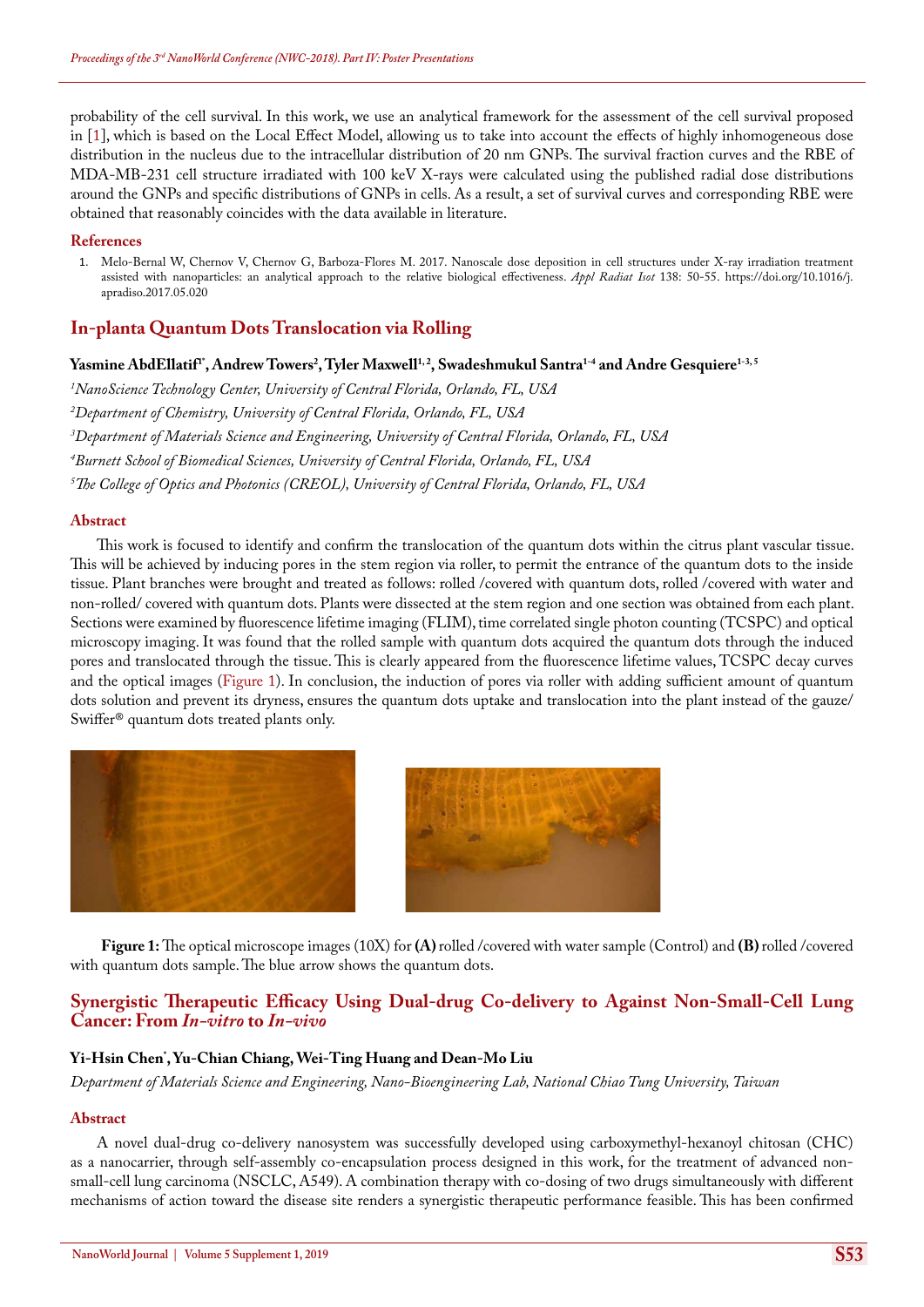probability of the cell survival. In this work, we use an analytical framework for the assessment of the cell survival proposed in [1], which is based on the Local Effect Model, allowing us to take into account the effects of highly inhomogeneous dose distribution in the nucleus due to the intracellular distribution of 20 nm GNPs. The survival fraction curves and the RBE of MDA-MB-231 cell structure irradiated with 100 keV X-rays were calculated using the published radial dose distributions around the GNPs and specific distributions of GNPs in cells. As a result, a set of survival curves and corresponding RBE were obtained that reasonably coincides with the data available in literature.

### References

1. Melo-Bernal W, Chernov V, Chernov G, Barboza-Flores M. 2017. Nanoscale dose deposition in cell structures under X-ray irradiation treatment assisted with nanoparticles: an analytical approach to the relative biological effectiveness. *Appl Radiat Isot* 138: 50-55. https://doi.org/10.1016/j.apradiso.2017.05.020

## In-planta Quantum Dots Translocation via Rolling

**Yasmine AbdEllatif[1*], Andrew Towers[2], Tyler Maxwell[1,2], Swadeshmukul Santra[1-4] and Andre Gesquiere[1-3,5]**

[1]*NanoScience Technology Center, University of Central Florida, Orlando, FL, USA*

[2]*Department of Chemistry, University of Central Florida, Orlando, FL, USA*

[3]*Department of Materials Science and Engineering, University of Central Florida, Orlando, FL, USA*

[4]*Burnett School of Biomedical Sciences, University of Central Florida, Orlando, FL, USA*

[5]*The College of Optics and Photonics (CREOL), University of Central Florida, Orlando, FL, USA*

### Abstract

This work is focused to identify and confirm the translocation of the quantum dots within the citrus plant vascular tissue. This will be achieved by inducing pores in the stem region via roller, to permit the entrance of the quantum dots to the inside tissue. Plant branches were brought and treated as follows: rolled /covered with quantum dots, rolled /covered with water and non-rolled/ covered with quantum dots. Plants were dissected at the stem region and one section was obtained from each plant. Sections were examined by fluorescence lifetime imaging (FLIM), time correlated single photon counting (TCSPC) and optical microscopy imaging. It was found that the rolled sample with quantum dots acquired the quantum dots through the induced pores and translocated through the tissue. This is clearly appeared from the fluorescence lifetime values, TCSPC decay curves and the optical images (Figure 1). In conclusion, the induction of pores via roller with adding sufficient amount of quantum dots solution and prevent its dryness, ensures the quantum dots uptake and translocation into the plant instead of the gauze/ Swiffer® quantum dots treated plants only.

**Figure 1:** The optical microscope images (10X) for **(A)** rolled /covered with water sample (Control) and **(B)** rolled /covered with quantum dots sample. The blue arrow shows the quantum dots.

## Synergistic Therapeutic Efficacy Using Dual-drug Co-delivery to Against Non-Small-Cell Lung Cancer: From *In-vitro* to *In-vivo*

**Yi-Hsin Chen*, Yu-Chian Chiang, Wei-Ting Huang and Dean-Mo Liu**

*Department of Materials Science and Engineering, Nano-Bioengineering Lab, National Chiao Tung University, Taiwan*

### Abstract

A novel dual-drug co-delivery nanosystem was successfully developed using carboxymethyl-hexanoyl chitosan (CHC) as a nanocarrier, through self-assembly co-encapsulation process designed in this work, for the treatment of advanced non-small-cell lung carcinoma (NSCLC, A549). A combination therapy with co-dosing of two drugs simultaneously with different mechanisms of action toward the disease site renders a synergistic therapeutic performance feasible. This has been confirmed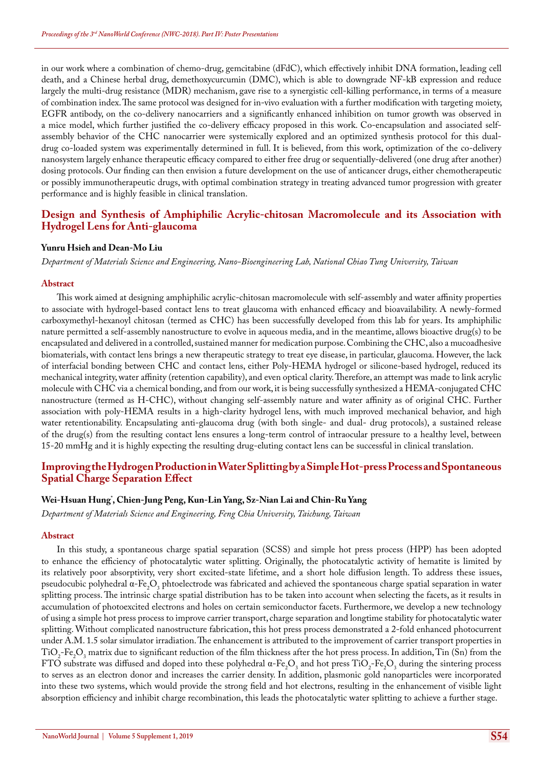in our work where a combination of chemo-drug, gemcitabine (dFdC), which effectively inhibit DNA formation, leading cell death, and a Chinese herbal drug, demethoxycurcumin (DMC), which is able to downgrade NF-kB expression and reduce largely the multi-drug resistance (MDR) mechanism, gave rise to a synergistic cell-killing performance, in terms of a measure of combination index. The same protocol was designed for in-vivo evaluation with a further modification with targeting moiety, EGFR antibody, on the co-delivery nanocarriers and a significantly enhanced inhibition on tumor growth was observed in a mice model, which further justified the co-delivery efficacy proposed in this work. Co-encapsulation and associated self-assembly behavior of the CHC nanocarrier were systemically explored and an optimized synthesis protocol for this dual-drug co-loaded system was experimentally determined in full. It is believed, from this work, optimization of the co-delivery nanosystem largely enhance therapeutic efficacy compared to either free drug or sequentially-delivered (one drug after another) dosing protocols. Our finding can then envision a future development on the use of anticancer drugs, either chemotherapeutic or possibly immunotherapeutic drugs, with optimal combination strategy in treating advanced tumor progression with greater performance and is highly feasible in clinical translation.

## Design and Synthesis of Amphiphilic Acrylic-chitosan Macromolecule and its Association with Hydrogel Lens for Anti-glaucoma

**Yunru Hsieh and Dean-Mo Liu**

*Department of Materials Science and Engineering, Nano-Bioengineering Lab, National Chiao Tung University, Taiwan*

### Abstract

This work aimed at designing amphiphilic acrylic-chitosan macromolecule with self-assembly and water affinity properties to associate with hydrogel-based contact lens to treat glaucoma with enhanced efficacy and bioavailability. A newly-formed carboxymethyl-hexanoyl chitosan (termed as CHC) has been successfully developed from this lab for years. Its amphiphilic nature permitted a self-assembly nanostructure to evolve in aqueous media, and in the meantime, allows bioactive drug(s) to be encapsulated and delivered in a controlled, sustained manner for medication purpose. Combining the CHC, also a mucoadhesive biomaterials, with contact lens brings a new therapeutic strategy to treat eye disease, in particular, glaucoma. However, the lack of interfacial bonding between CHC and contact lens, either Poly-HEMA hydrogel or silicone-based hydrogel, reduced its mechanical integrity, water affinity (retention capability), and even optical clarity. Therefore, an attempt was made to link acrylic molecule with CHC via a chemical bonding, and from our work, it is being successfully synthesized a HEMA-conjugated CHC nanostructure (termed as H-CHC), without changing self-assembly nature and water affinity as of original CHC. Further association with poly-HEMA results in a high-clarity hydrogel lens, with much improved mechanical behavior, and high water retentionability. Encapsulating anti-glaucoma drug (with both single- and dual- drug protocols), a sustained release of the drug(s) from the resulting contact lens ensures a long-term control of intraocular pressure to a healthy level, between 15-20 mmHg and it is highly expecting the resulting drug-eluting contact lens can be successful in clinical translation.

## Improving the Hydrogen Production in Water Splitting by a Simple Hot-press Process and Spontaneous Spatial Charge Separation Effect

**Wei-Hsuan Hung*, Chien-Jung Peng, Kun-Lin Yang, Sz-Nian Lai and Chin-Ru Yang**

*Department of Materials Science and Engineering, Feng Chia University, Taichung, Taiwan*

### Abstract

In this study, a spontaneous charge spatial separation (SCSS) and simple hot press process (HPP) has been adopted to enhance the efficiency of photocatalytic water splitting. Originally, the photocatalytic activity of hematite is limited by its relatively poor absorptivity, very short excited-state lifetime, and a short hole diffusion length. To address these issues, pseudocubic polyhedral α-$Fe_2O_3$ phtoelectrode was fabricated and achieved the spontaneous charge spatial separation in water splitting process. The intrinsic charge spatial distribution has to be taken into account when selecting the facets, as it results in accumulation of photoexcited electrons and holes on certain semiconductor facets. Furthermore, we develop a new technology of using a simple hot press process to improve carrier transport, charge separation and longtime stability for photocatalytic water splitting. Without complicated nanostructure fabrication, this hot press process demonstrated a 2-fold enhanced photocurrent under A.M. 1.5 solar simulator irradiation. The enhancement is attributed to the improvement of carrier transport properties in $TiO_2$-$Fe_2O_3$ matrix due to significant reduction of the film thickness after the hot press process. In addition, Tin (Sn) from the FTO substrate was diffused and doped into these polyhedral α-$Fe_2O_3$ and hot press $TiO_2$-$Fe_2O_3$ during the sintering process to serves as an electron donor and increases the carrier density. In addition, plasmonic gold nanoparticles were incorporated into these two systems, which would provide the strong field and hot electrons, resulting in the enhancement of visible light absorption efficiency and inhibit charge recombination, this leads the photocatalytic water splitting to achieve a further stage.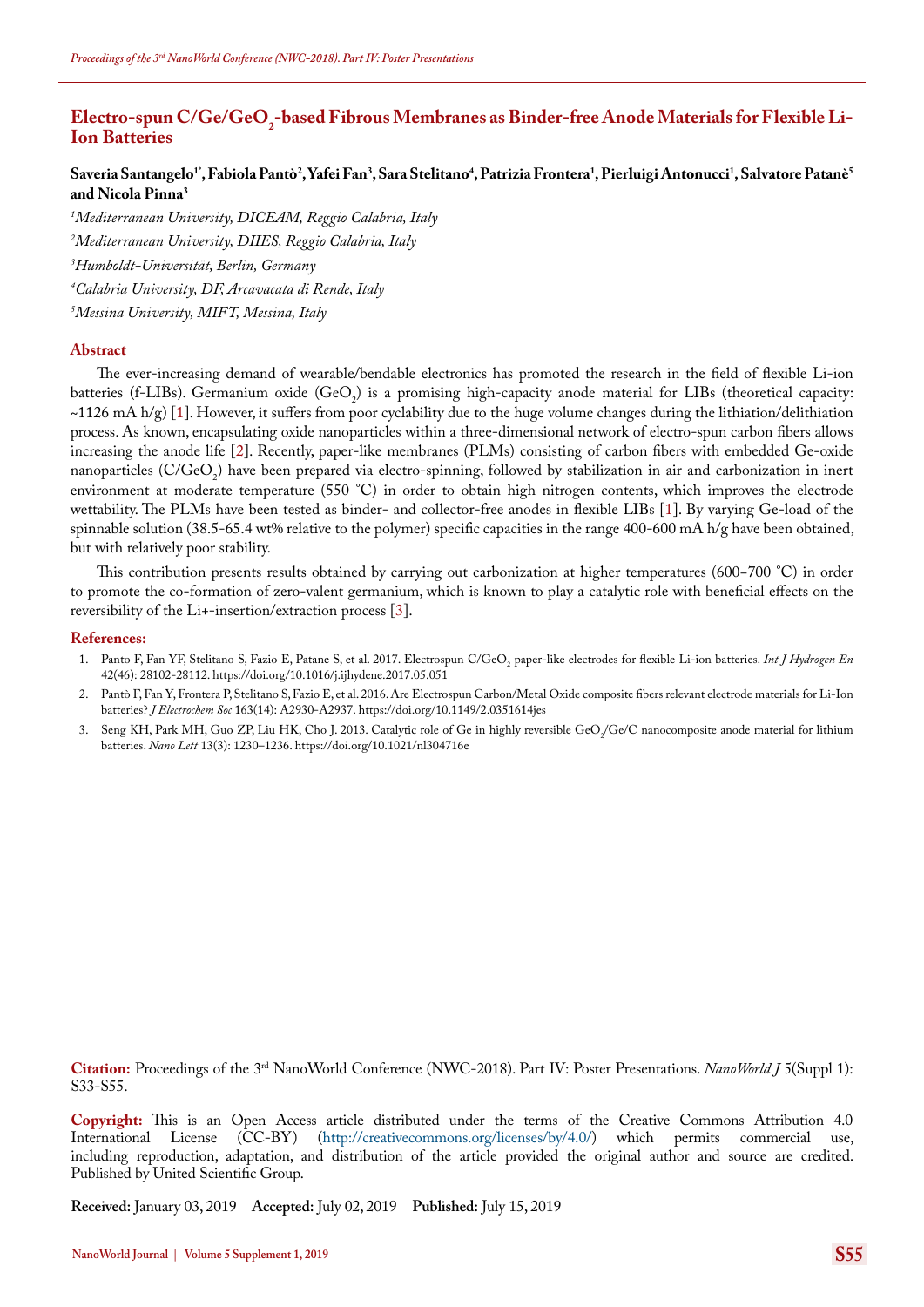# Electro-spun C/Ge/$GeO_2$-based Fibrous Membranes as Binder-free Anode Materials for Flexible Li-Ion Batteries

**Saveria Santangelo[1*], Fabiola Pantò[2], Yafei Fan[3], Sara Stelitano[4], Patrizia Frontera[1], Pierluigi Antonucci[1], Salvatore Patanè[5] and Nicola Pinna[3]**

[1]*Mediterranean University, DICEAM, Reggio Calabria, Italy*

[2]*Mediterranean University, DIIES, Reggio Calabria, Italy*

[3]*Humboldt-Universität, Berlin, Germany*

[4]*Calabria University, DF, Arcavacata di Rende, Italy*

[5]*Messina University, MIFT, Messina, Italy*

## Abstract

The ever-increasing demand of wearable/bendable electronics has promoted the research in the field of flexible Li-ion batteries (f-LIBs). Germanium oxide ($GeO_2$) is a promising high-capacity anode material for LIBs (theoretical capacity: ~1126 mA h/g) [1]. However, it suffers from poor cyclability due to the huge volume changes during the lithiation/delithiation process. As known, encapsulating oxide nanoparticles within a three-dimensional network of electro-spun carbon fibers allows increasing the anode life [2]. Recently, paper-like membranes (PLMs) consisting of carbon fibers with embedded Ge-oxide nanoparticles (C/$GeO_2$) have been prepared via electro-spinning, followed by stabilization in air and carbonization in inert environment at moderate temperature (550 °C) in order to obtain high nitrogen contents, which improves the electrode wettability. The PLMs have been tested as binder- and collector-free anodes in flexible LIBs [1]. By varying Ge-load of the spinnable solution (38.5-65.4 wt% relative to the polymer) specific capacities in the range 400-600 mA h/g have been obtained, but with relatively poor stability.

This contribution presents results obtained by carrying out carbonization at higher temperatures (600–700 °C) in order to promote the co-formation of zero-valent germanium, which is known to play a catalytic role with beneficial effects on the reversibility of the Li+-insertion/extraction process [3].

## References:

1. Panto F, Fan YF, Stelitano S, Fazio E, Patane S, et al. 2017. Electrospun C/$GeO_2$ paper-like electrodes for flexible Li-ion batteries. *Int J Hydrogen En* 42(46): 28102-28112. https://doi.org/10.1016/j.ijhydene.2017.05.051
2. Pantò F, Fan Y, Frontera P, Stelitano S, Fazio E, et al. 2016. Are Electrospun Carbon/Metal Oxide composite fibers relevant electrode materials for Li-Ion batteries? *J Electrochem Soc* 163(14): A2930-A2937. https://doi.org/10.1149/2.0351614jes
3. Seng KH, Park MH, Guo ZP, Liu HK, Cho J. 2013. Catalytic role of Ge in highly reversible $GeO_2$/Ge/C nanocomposite anode material for lithium batteries. *Nano Lett* 13(3): 1230–1236. https://doi.org/10.1021/nl304716e

**Citation:** Proceedings of the 3rd NanoWorld Conference (NWC-2018). Part IV: Poster Presentations. *NanoWorld J* 5(Suppl 1): S33-S55.

**Copyright:** This is an Open Access article distributed under the terms of the Creative Commons Attribution 4.0 International License (CC-BY) (http://creativecommons.org/licenses/by/4.0/) which permits commercial use, including reproduction, adaptation, and distribution of the article provided the original author and source are credited. Published by United Scientific Group.

**Received:** January 03, 2019 **Accepted:** July 02, 2019 **Published:** July 15, 2019